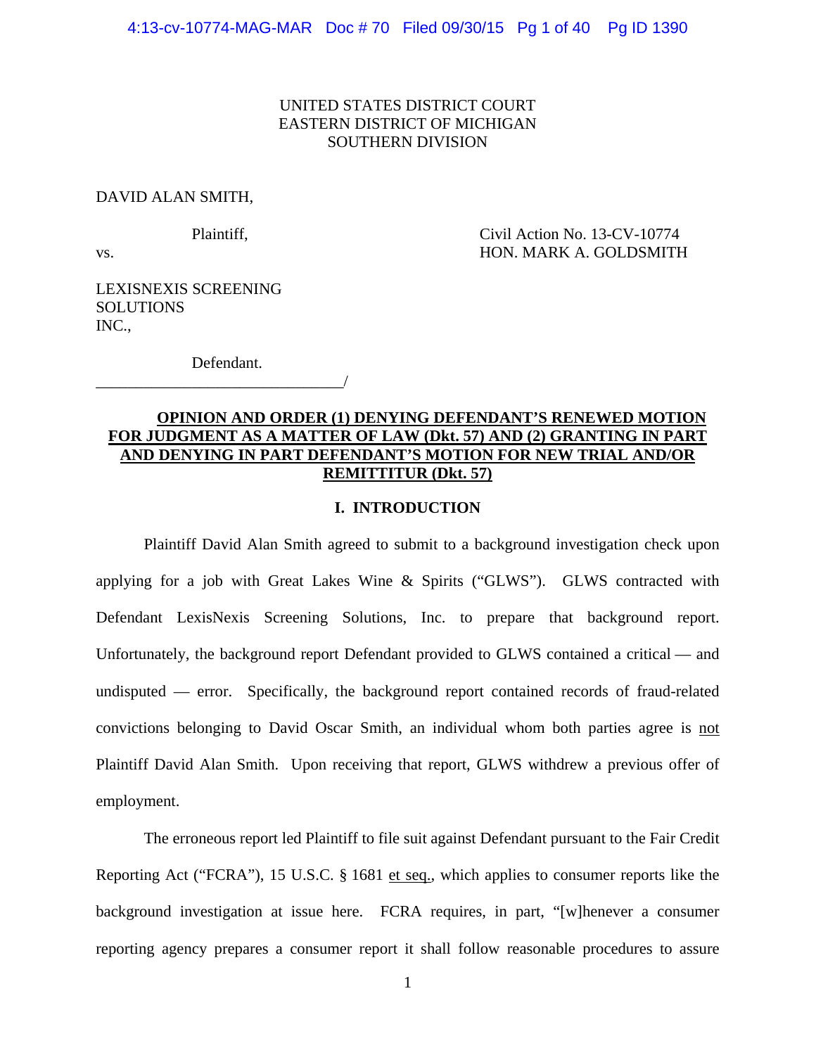UNITED STATES DISTRICT COURT
EASTERN DISTRICT OF MICHIGAN
SOUTHERN DIVISION

DAVID ALAN SMITH,

Plaintiff,

vs.

Civil Action No. 13-CV-10774
HON. MARK A. GOLDSMITH

LEXISNEXIS SCREENING SOLUTIONS INC.,

Defendant.
_______________________________/

**OPINION AND ORDER (1) DENYING DEFENDANT'S RENEWED MOTION FOR JUDGMENT AS A MATTER OF LAW (Dkt. 57) AND (2) GRANTING IN PART AND DENYING IN PART DEFENDANT'S MOTION FOR NEW TRIAL AND/OR REMITTITUR (Dkt. 57)**

## I. INTRODUCTION

Plaintiff David Alan Smith agreed to submit to a background investigation check upon applying for a job with Great Lakes Wine & Spirits ("GLWS"). GLWS contracted with Defendant LexisNexis Screening Solutions, Inc. to prepare that background report. Unfortunately, the background report Defendant provided to GLWS contained a critical — and undisputed — error. Specifically, the background report contained records of fraud-related convictions belonging to David Oscar Smith, an individual whom both parties agree is not Plaintiff David Alan Smith. Upon receiving that report, GLWS withdrew a previous offer of employment.

The erroneous report led Plaintiff to file suit against Defendant pursuant to the Fair Credit Reporting Act ("FCRA"), 15 U.S.C. § 1681 et seq., which applies to consumer reports like the background investigation at issue here. FCRA requires, in part, "[w]henever a consumer reporting agency prepares a consumer report it shall follow reasonable procedures to assure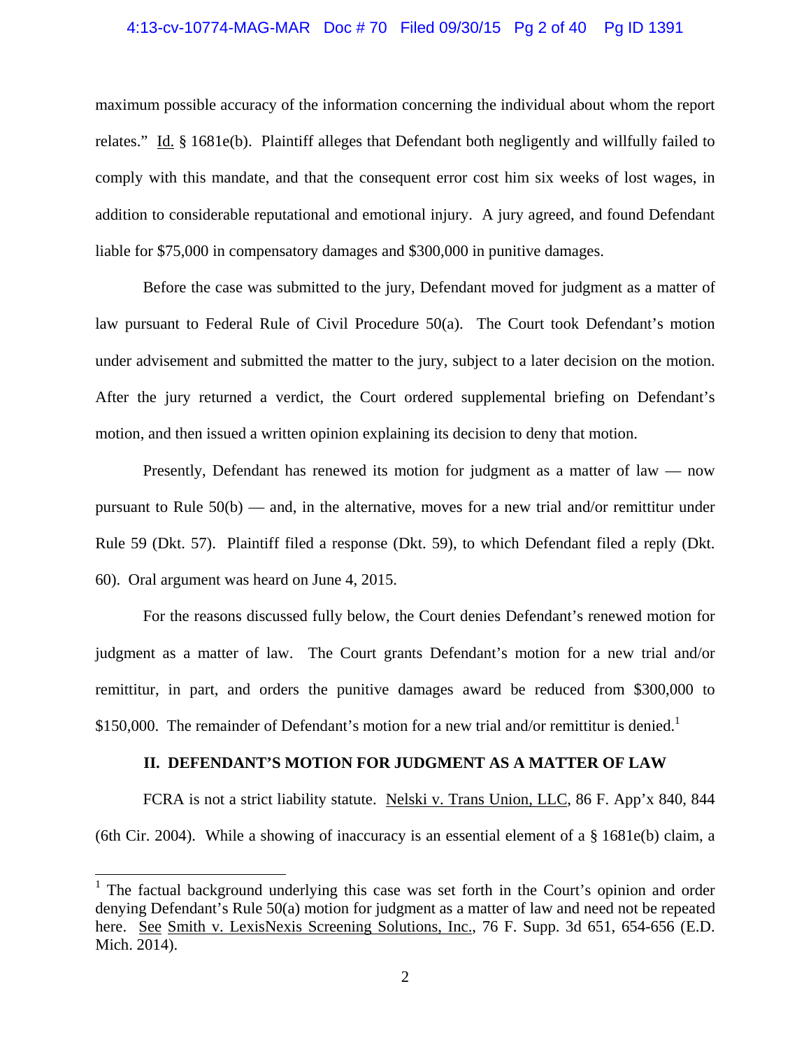maximum possible accuracy of the information concerning the individual about whom the report relates." Id. § 1681e(b). Plaintiff alleges that Defendant both negligently and willfully failed to comply with this mandate, and that the consequent error cost him six weeks of lost wages, in addition to considerable reputational and emotional injury. A jury agreed, and found Defendant liable for $75,000 in compensatory damages and $300,000 in punitive damages.

Before the case was submitted to the jury, Defendant moved for judgment as a matter of law pursuant to Federal Rule of Civil Procedure 50(a). The Court took Defendant's motion under advisement and submitted the matter to the jury, subject to a later decision on the motion. After the jury returned a verdict, the Court ordered supplemental briefing on Defendant's motion, and then issued a written opinion explaining its decision to deny that motion.

Presently, Defendant has renewed its motion for judgment as a matter of law — now pursuant to Rule 50(b) — and, in the alternative, moves for a new trial and/or remittitur under Rule 59 (Dkt. 57). Plaintiff filed a response (Dkt. 59), to which Defendant filed a reply (Dkt. 60). Oral argument was heard on June 4, 2015.

For the reasons discussed fully below, the Court denies Defendant's renewed motion for judgment as a matter of law. The Court grants Defendant's motion for a new trial and/or remittitur, in part, and orders the punitive damages award be reduced from $300,000 to $150,000. The remainder of Defendant's motion for a new trial and/or remittitur is denied.[1]

## II. DEFENDANT'S MOTION FOR JUDGMENT AS A MATTER OF LAW

FCRA is not a strict liability statute. Nelski v. Trans Union, LLC, 86 F. App'x 840, 844 (6th Cir. 2004). While a showing of inaccuracy is an essential element of a § 1681e(b) claim, a

[1] The factual background underlying this case was set forth in the Court's opinion and order denying Defendant's Rule 50(a) motion for judgment as a matter of law and need not be repeated here. See Smith v. LexisNexis Screening Solutions, Inc., 76 F. Supp. 3d 651, 654-656 (E.D. Mich. 2014).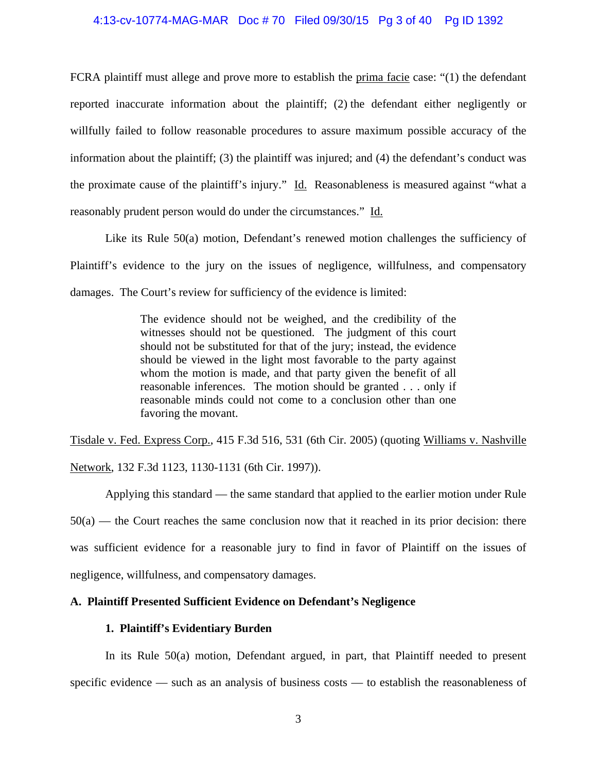FCRA plaintiff must allege and prove more to establish the prima facie case: "(1) the defendant reported inaccurate information about the plaintiff; (2) the defendant either negligently or willfully failed to follow reasonable procedures to assure maximum possible accuracy of the information about the plaintiff; (3) the plaintiff was injured; and (4) the defendant's conduct was the proximate cause of the plaintiff's injury." Id. Reasonableness is measured against "what a reasonably prudent person would do under the circumstances." Id.

Like its Rule 50(a) motion, Defendant's renewed motion challenges the sufficiency of Plaintiff's evidence to the jury on the issues of negligence, willfulness, and compensatory damages. The Court's review for sufficiency of the evidence is limited:

> The evidence should not be weighed, and the credibility of the witnesses should not be questioned. The judgment of this court should not be substituted for that of the jury; instead, the evidence should be viewed in the light most favorable to the party against whom the motion is made, and that party given the benefit of all reasonable inferences. The motion should be granted . . . only if reasonable minds could not come to a conclusion other than one favoring the movant.

Tisdale v. Fed. Express Corp., 415 F.3d 516, 531 (6th Cir. 2005) (quoting Williams v. Nashville Network, 132 F.3d 1123, 1130-1131 (6th Cir. 1997)).

Applying this standard — the same standard that applied to the earlier motion under Rule 50(a) — the Court reaches the same conclusion now that it reached in its prior decision: there was sufficient evidence for a reasonable jury to find in favor of Plaintiff on the issues of negligence, willfulness, and compensatory damages.

**A. Plaintiff Presented Sufficient Evidence on Defendant's Negligence**

**1. Plaintiff's Evidentiary Burden**

In its Rule 50(a) motion, Defendant argued, in part, that Plaintiff needed to present specific evidence — such as an analysis of business costs — to establish the reasonableness of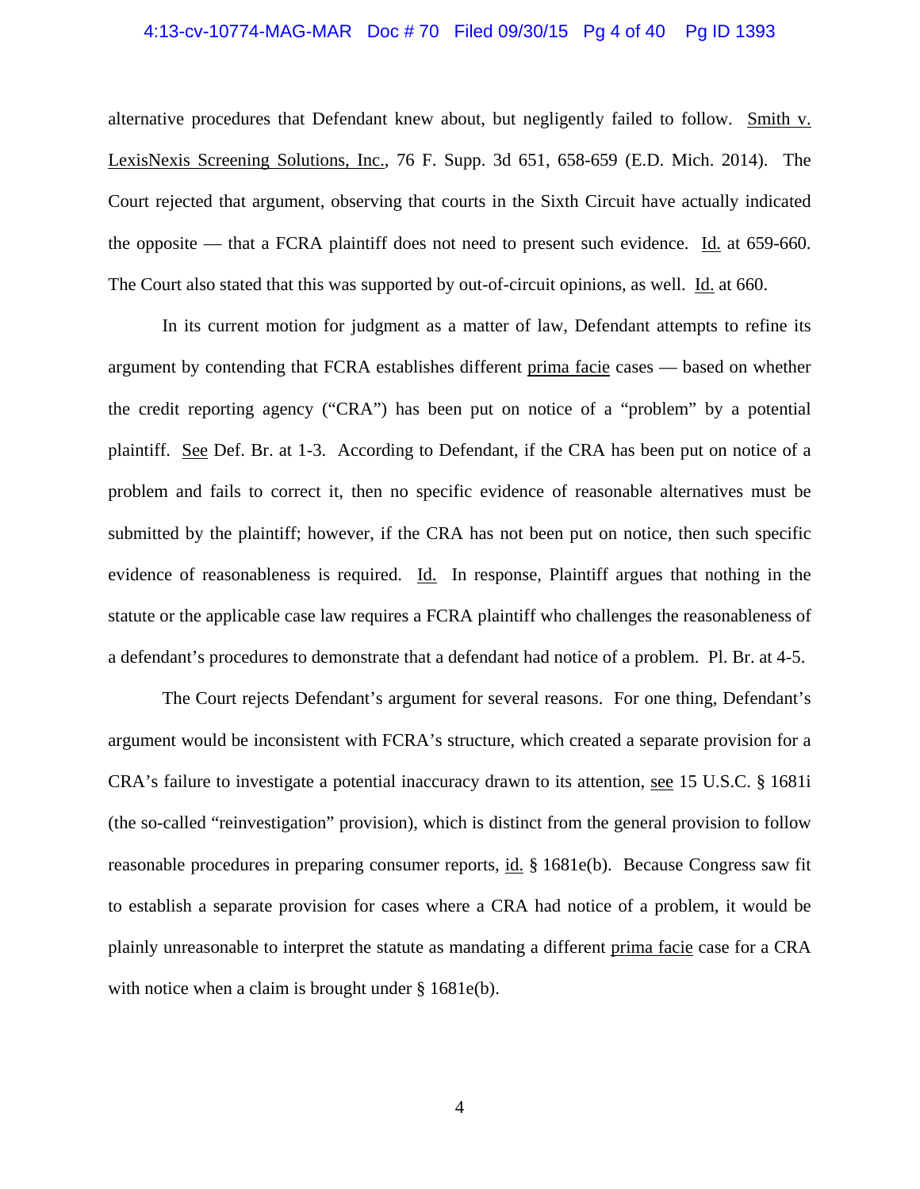alternative procedures that Defendant knew about, but negligently failed to follow. Smith v. LexisNexis Screening Solutions, Inc., 76 F. Supp. 3d 651, 658-659 (E.D. Mich. 2014). The Court rejected that argument, observing that courts in the Sixth Circuit have actually indicated the opposite — that a FCRA plaintiff does not need to present such evidence. Id. at 659-660. The Court also stated that this was supported by out-of-circuit opinions, as well. Id. at 660.

In its current motion for judgment as a matter of law, Defendant attempts to refine its argument by contending that FCRA establishes different prima facie cases — based on whether the credit reporting agency ("CRA") has been put on notice of a "problem" by a potential plaintiff. See Def. Br. at 1-3. According to Defendant, if the CRA has been put on notice of a problem and fails to correct it, then no specific evidence of reasonable alternatives must be submitted by the plaintiff; however, if the CRA has not been put on notice, then such specific evidence of reasonableness is required. Id. In response, Plaintiff argues that nothing in the statute or the applicable case law requires a FCRA plaintiff who challenges the reasonableness of a defendant's procedures to demonstrate that a defendant had notice of a problem. Pl. Br. at 4-5.

The Court rejects Defendant's argument for several reasons. For one thing, Defendant's argument would be inconsistent with FCRA's structure, which created a separate provision for a CRA's failure to investigate a potential inaccuracy drawn to its attention, see 15 U.S.C. § 1681i (the so-called "reinvestigation" provision), which is distinct from the general provision to follow reasonable procedures in preparing consumer reports, id. § 1681e(b). Because Congress saw fit to establish a separate provision for cases where a CRA had notice of a problem, it would be plainly unreasonable to interpret the statute as mandating a different prima facie case for a CRA with notice when a claim is brought under § 1681e(b).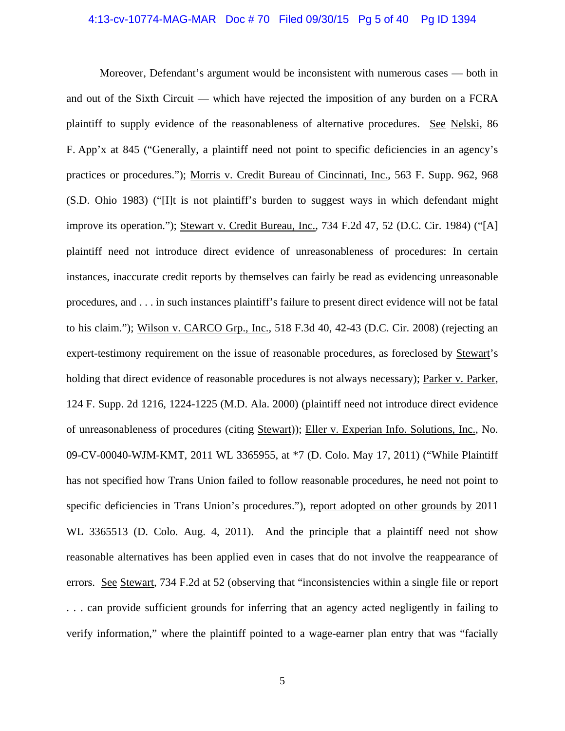Moreover, Defendant's argument would be inconsistent with numerous cases — both in and out of the Sixth Circuit — which have rejected the imposition of any burden on a FCRA plaintiff to supply evidence of the reasonableness of alternative procedures. See Nelski, 86 F. App'x at 845 ("Generally, a plaintiff need not point to specific deficiencies in an agency's practices or procedures."); Morris v. Credit Bureau of Cincinnati, Inc., 563 F. Supp. 962, 968 (S.D. Ohio 1983) ("[I]t is not plaintiff's burden to suggest ways in which defendant might improve its operation."); Stewart v. Credit Bureau, Inc., 734 F.2d 47, 52 (D.C. Cir. 1984) ("[A] plaintiff need not introduce direct evidence of unreasonableness of procedures: In certain instances, inaccurate credit reports by themselves can fairly be read as evidencing unreasonable procedures, and . . . in such instances plaintiff's failure to present direct evidence will not be fatal to his claim."); Wilson v. CARCO Grp., Inc., 518 F.3d 40, 42-43 (D.C. Cir. 2008) (rejecting an expert-testimony requirement on the issue of reasonable procedures, as foreclosed by Stewart's holding that direct evidence of reasonable procedures is not always necessary); Parker v. Parker, 124 F. Supp. 2d 1216, 1224-1225 (M.D. Ala. 2000) (plaintiff need not introduce direct evidence of unreasonableness of procedures (citing Stewart)); Eller v. Experian Info. Solutions, Inc., No. 09-CV-00040-WJM-KMT, 2011 WL 3365955, at *7 (D. Colo. May 17, 2011) ("While Plaintiff has not specified how Trans Union failed to follow reasonable procedures, he need not point to specific deficiencies in Trans Union's procedures."), report adopted on other grounds by 2011 WL 3365513 (D. Colo. Aug. 4, 2011). And the principle that a plaintiff need not show reasonable alternatives has been applied even in cases that do not involve the reappearance of errors. See Stewart, 734 F.2d at 52 (observing that "inconsistencies within a single file or report . . . can provide sufficient grounds for inferring that an agency acted negligently in failing to verify information," where the plaintiff pointed to a wage-earner plan entry that was "facially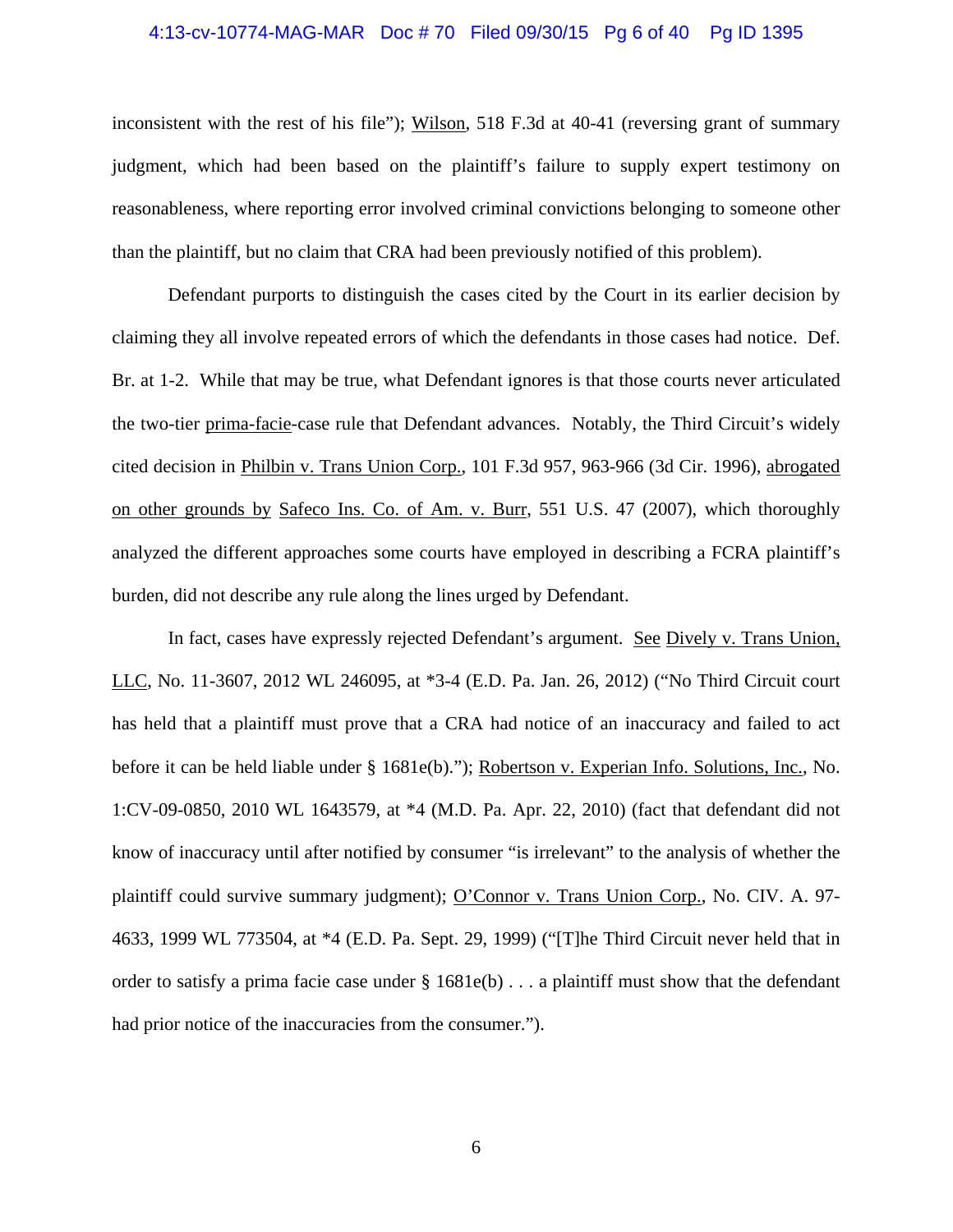inconsistent with the rest of his file"); Wilson, 518 F.3d at 40-41 (reversing grant of summary judgment, which had been based on the plaintiff's failure to supply expert testimony on reasonableness, where reporting error involved criminal convictions belonging to someone other than the plaintiff, but no claim that CRA had been previously notified of this problem).

Defendant purports to distinguish the cases cited by the Court in its earlier decision by claiming they all involve repeated errors of which the defendants in those cases had notice. Def. Br. at 1-2. While that may be true, what Defendant ignores is that those courts never articulated the two-tier prima-facie-case rule that Defendant advances. Notably, the Third Circuit's widely cited decision in Philbin v. Trans Union Corp., 101 F.3d 957, 963-966 (3d Cir. 1996), abrogated on other grounds by Safeco Ins. Co. of Am. v. Burr, 551 U.S. 47 (2007), which thoroughly analyzed the different approaches some courts have employed in describing a FCRA plaintiff's burden, did not describe any rule along the lines urged by Defendant.

In fact, cases have expressly rejected Defendant's argument. See Dively v. Trans Union, LLC, No. 11-3607, 2012 WL 246095, at *3-4 (E.D. Pa. Jan. 26, 2012) ("No Third Circuit court has held that a plaintiff must prove that a CRA had notice of an inaccuracy and failed to act before it can be held liable under § 1681e(b)."); Robertson v. Experian Info. Solutions, Inc., No. 1:CV-09-0850, 2010 WL 1643579, at *4 (M.D. Pa. Apr. 22, 2010) (fact that defendant did not know of inaccuracy until after notified by consumer "is irrelevant" to the analysis of whether the plaintiff could survive summary judgment); O'Connor v. Trans Union Corp., No. CIV. A. 97-4633, 1999 WL 773504, at *4 (E.D. Pa. Sept. 29, 1999) ("[T]he Third Circuit never held that in order to satisfy a prima facie case under § 1681e(b) . . . a plaintiff must show that the defendant had prior notice of the inaccuracies from the consumer.").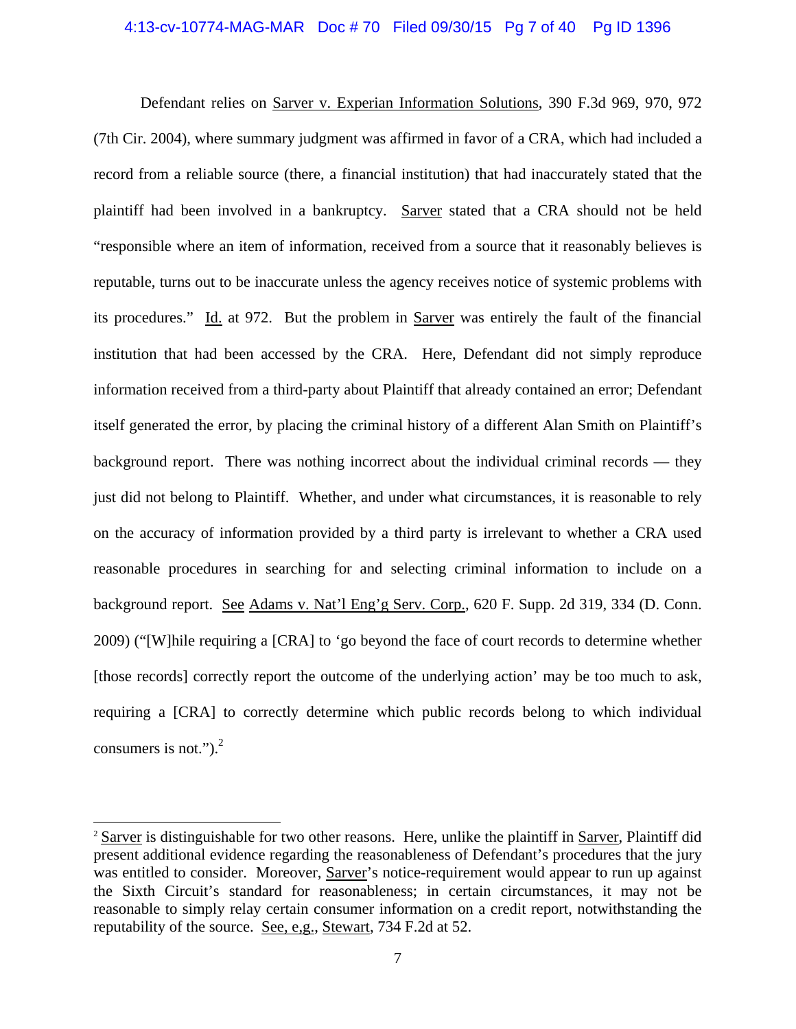Defendant relies on Sarver v. Experian Information Solutions, 390 F.3d 969, 970, 972 (7th Cir. 2004), where summary judgment was affirmed in favor of a CRA, which had included a record from a reliable source (there, a financial institution) that had inaccurately stated that the plaintiff had been involved in a bankruptcy. Sarver stated that a CRA should not be held "responsible where an item of information, received from a source that it reasonably believes is reputable, turns out to be inaccurate unless the agency receives notice of systemic problems with its procedures." Id. at 972. But the problem in Sarver was entirely the fault of the financial institution that had been accessed by the CRA. Here, Defendant did not simply reproduce information received from a third-party about Plaintiff that already contained an error; Defendant itself generated the error, by placing the criminal history of a different Alan Smith on Plaintiff's background report. There was nothing incorrect about the individual criminal records — they just did not belong to Plaintiff. Whether, and under what circumstances, it is reasonable to rely on the accuracy of information provided by a third party is irrelevant to whether a CRA used reasonable procedures in searching for and selecting criminal information to include on a background report. See Adams v. Nat'l Eng'g Serv. Corp., 620 F. Supp. 2d 319, 334 (D. Conn. 2009) ("[W]hile requiring a [CRA] to 'go beyond the face of court records to determine whether [those records] correctly report the outcome of the underlying action' may be too much to ask, requiring a [CRA] to correctly determine which public records belong to which individual consumers is not.").[2]

[2] Sarver is distinguishable for two other reasons. Here, unlike the plaintiff in Sarver, Plaintiff did present additional evidence regarding the reasonableness of Defendant's procedures that the jury was entitled to consider. Moreover, Sarver's notice-requirement would appear to run up against the Sixth Circuit's standard for reasonableness; in certain circumstances, it may not be reasonable to simply relay certain consumer information on a credit report, notwithstanding the reputability of the source. See, e.g., Stewart, 734 F.2d at 52.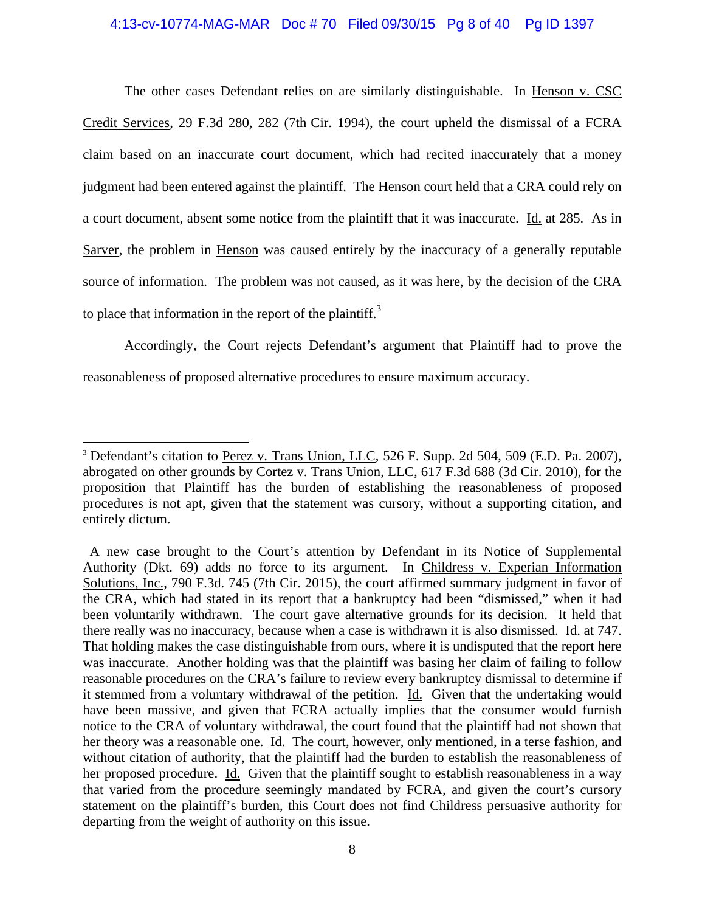The other cases Defendant relies on are similarly distinguishable. In Henson v. CSC Credit Services, 29 F.3d 280, 282 (7th Cir. 1994), the court upheld the dismissal of a FCRA claim based on an inaccurate court document, which had recited inaccurately that a money judgment had been entered against the plaintiff. The Henson court held that a CRA could rely on a court document, absent some notice from the plaintiff that it was inaccurate. Id. at 285. As in Sarver, the problem in Henson was caused entirely by the inaccuracy of a generally reputable source of information. The problem was not caused, as it was here, by the decision of the CRA to place that information in the report of the plaintiff.[3]

Accordingly, the Court rejects Defendant's argument that Plaintiff had to prove the reasonableness of proposed alternative procedures to ensure maximum accuracy.

---

[3] Defendant's citation to Perez v. Trans Union, LLC, 526 F. Supp. 2d 504, 509 (E.D. Pa. 2007), abrogated on other grounds by Cortez v. Trans Union, LLC, 617 F.3d 688 (3d Cir. 2010), for the proposition that Plaintiff has the burden of establishing the reasonableness of proposed procedures is not apt, given that the statement was cursory, without a supporting citation, and entirely dictum.

A new case brought to the Court's attention by Defendant in its Notice of Supplemental Authority (Dkt. 69) adds no force to its argument. In Childress v. Experian Information Solutions, Inc., 790 F.3d. 745 (7th Cir. 2015), the court affirmed summary judgment in favor of the CRA, which had stated in its report that a bankruptcy had been "dismissed," when it had been voluntarily withdrawn. The court gave alternative grounds for its decision. It held that there really was no inaccuracy, because when a case is withdrawn it is also dismissed. Id. at 747. That holding makes the case distinguishable from ours, where it is undisputed that the report here was inaccurate. Another holding was that the plaintiff was basing her claim of failing to follow reasonable procedures on the CRA's failure to review every bankruptcy dismissal to determine if it stemmed from a voluntary withdrawal of the petition. Id. Given that the undertaking would have been massive, and given that FCRA actually implies that the consumer would furnish notice to the CRA of voluntary withdrawal, the court found that the plaintiff had not shown that her theory was a reasonable one. Id. The court, however, only mentioned, in a terse fashion, and without citation of authority, that the plaintiff had the burden to establish the reasonableness of her proposed procedure. Id. Given that the plaintiff sought to establish reasonableness in a way that varied from the procedure seemingly mandated by FCRA, and given the court's cursory statement on the plaintiff's burden, this Court does not find Childress persuasive authority for departing from the weight of authority on this issue.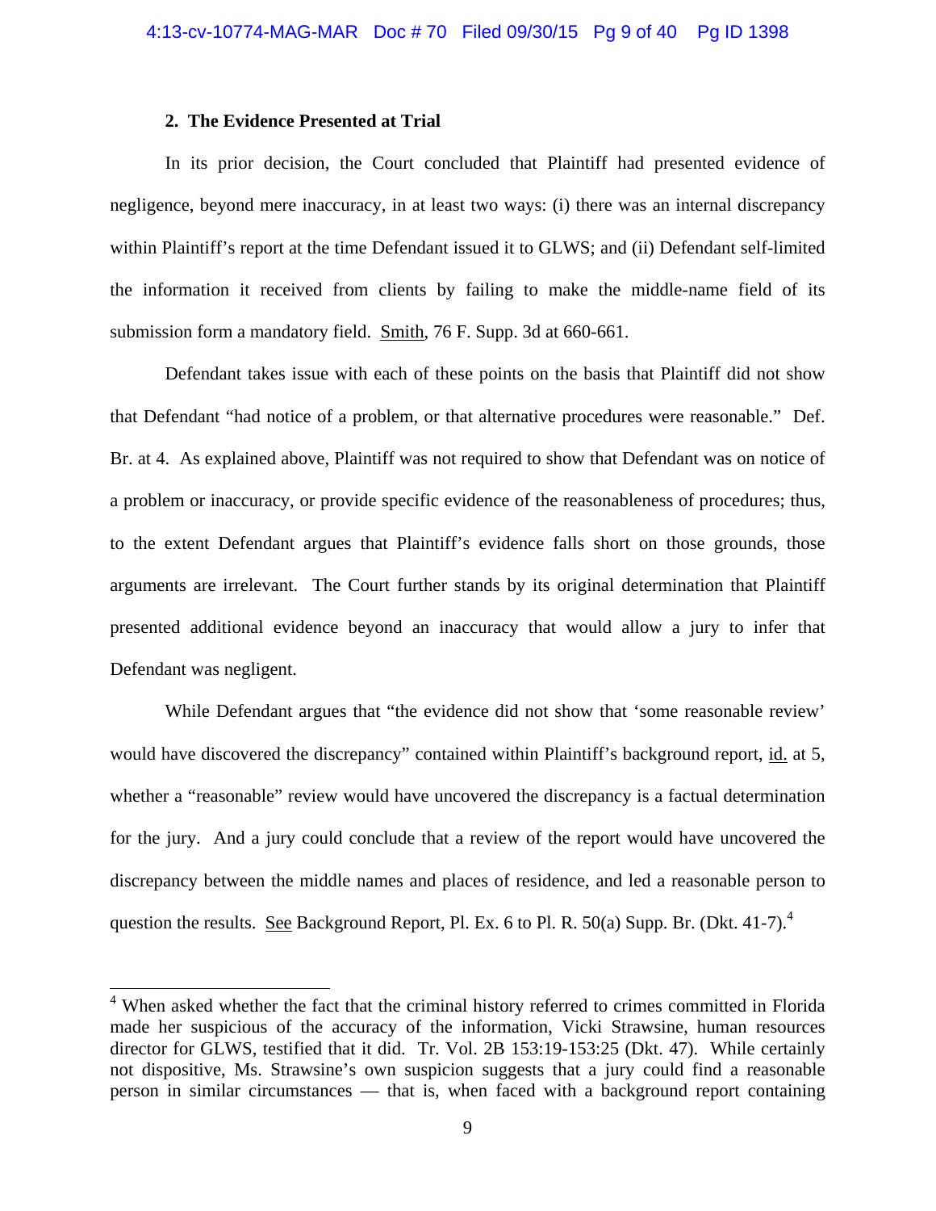### 2. The Evidence Presented at Trial

In its prior decision, the Court concluded that Plaintiff had presented evidence of negligence, beyond mere inaccuracy, in at least two ways: (i) there was an internal discrepancy within Plaintiff's report at the time Defendant issued it to GLWS; and (ii) Defendant self-limited the information it received from clients by failing to make the middle-name field of its submission form a mandatory field. Smith, 76 F. Supp. 3d at 660-661.

Defendant takes issue with each of these points on the basis that Plaintiff did not show that Defendant "had notice of a problem, or that alternative procedures were reasonable." Def. Br. at 4. As explained above, Plaintiff was not required to show that Defendant was on notice of a problem or inaccuracy, or provide specific evidence of the reasonableness of procedures; thus, to the extent Defendant argues that Plaintiff's evidence falls short on those grounds, those arguments are irrelevant. The Court further stands by its original determination that Plaintiff presented additional evidence beyond an inaccuracy that would allow a jury to infer that Defendant was negligent.

While Defendant argues that "the evidence did not show that 'some reasonable review' would have discovered the discrepancy" contained within Plaintiff's background report, id. at 5, whether a "reasonable" review would have uncovered the discrepancy is a factual determination for the jury. And a jury could conclude that a review of the report would have uncovered the discrepancy between the middle names and places of residence, and led a reasonable person to question the results. See Background Report, Pl. Ex. 6 to Pl. R. 50(a) Supp. Br. (Dkt. 41-7).[4]

---

[4] When asked whether the fact that the criminal history referred to crimes committed in Florida made her suspicious of the accuracy of the information, Vicki Strawsine, human resources director for GLWS, testified that it did. Tr. Vol. 2B 153:19-153:25 (Dkt. 47). While certainly not dispositive, Ms. Strawsine's own suspicion suggests that a jury could find a reasonable person in similar circumstances — that is, when faced with a background report containing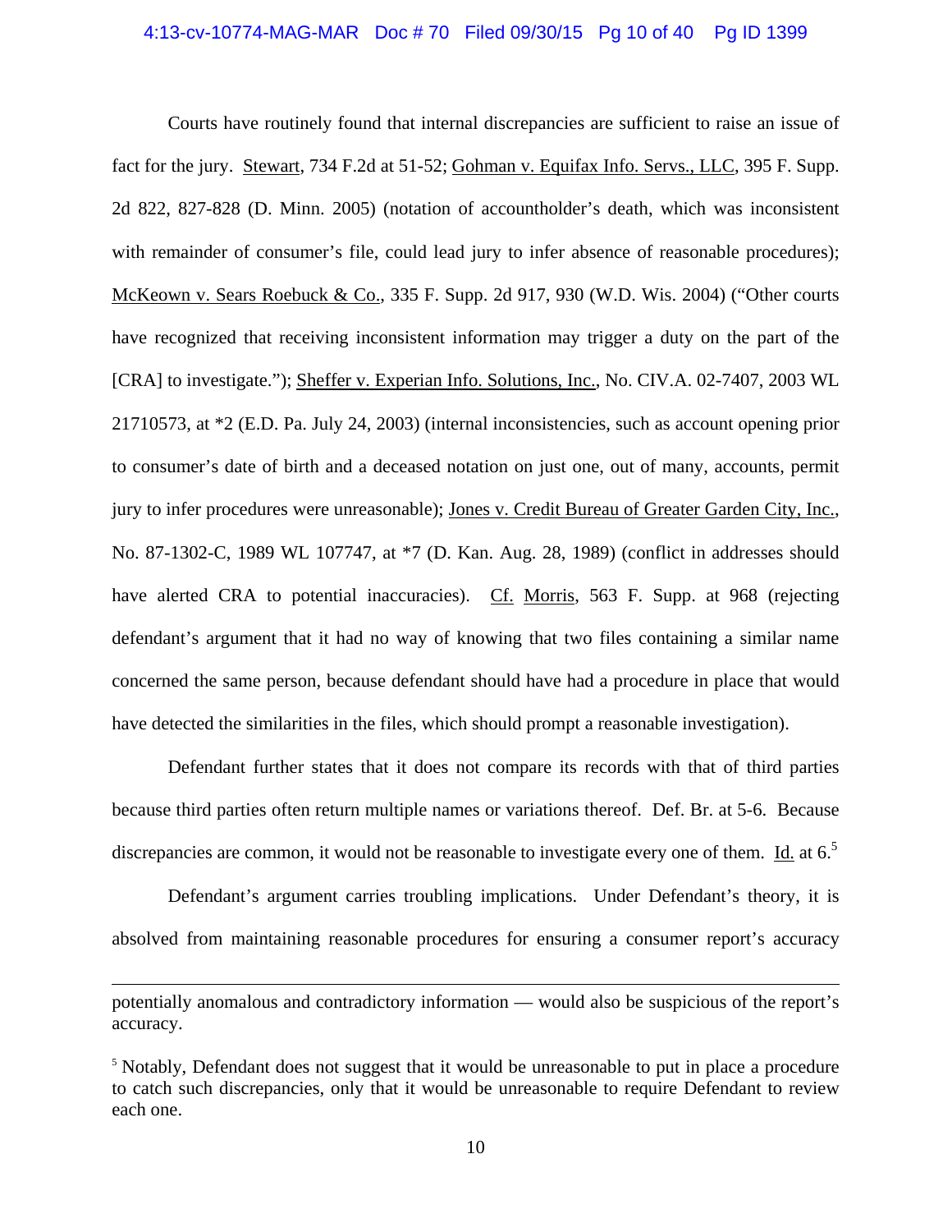Courts have routinely found that internal discrepancies are sufficient to raise an issue of fact for the jury. Stewart, 734 F.2d at 51-52; Gohman v. Equifax Info. Servs., LLC, 395 F. Supp. 2d 822, 827-828 (D. Minn. 2005) (notation of accountholder's death, which was inconsistent with remainder of consumer's file, could lead jury to infer absence of reasonable procedures); McKeown v. Sears Roebuck & Co., 335 F. Supp. 2d 917, 930 (W.D. Wis. 2004) ("Other courts have recognized that receiving inconsistent information may trigger a duty on the part of the [CRA] to investigate."); Sheffer v. Experian Info. Solutions, Inc., No. CIV.A. 02-7407, 2003 WL 21710573, at *2 (E.D. Pa. July 24, 2003) (internal inconsistencies, such as account opening prior to consumer's date of birth and a deceased notation on just one, out of many, accounts, permit jury to infer procedures were unreasonable); Jones v. Credit Bureau of Greater Garden City, Inc., No. 87-1302-C, 1989 WL 107747, at *7 (D. Kan. Aug. 28, 1989) (conflict in addresses should have alerted CRA to potential inaccuracies). Cf. Morris, 563 F. Supp. at 968 (rejecting defendant's argument that it had no way of knowing that two files containing a similar name concerned the same person, because defendant should have had a procedure in place that would have detected the similarities in the files, which should prompt a reasonable investigation).

Defendant further states that it does not compare its records with that of third parties because third parties often return multiple names or variations thereof. Def. Br. at 5-6. Because discrepancies are common, it would not be reasonable to investigate every one of them. Id. at 6.[5]

Defendant's argument carries troubling implications. Under Defendant's theory, it is absolved from maintaining reasonable procedures for ensuring a consumer report's accuracy

---

potentially anomalous and contradictory information — would also be suspicious of the report's accuracy.

[5] Notably, Defendant does not suggest that it would be unreasonable to put in place a procedure to catch such discrepancies, only that it would be unreasonable to require Defendant to review each one.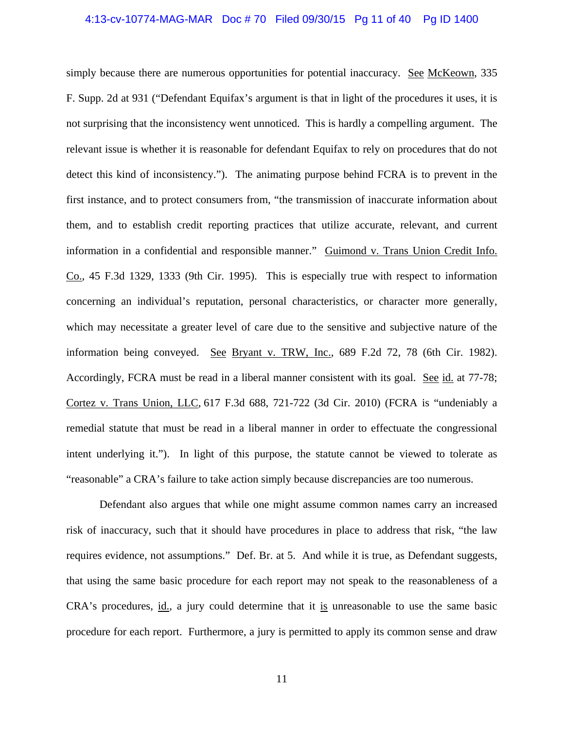simply because there are numerous opportunities for potential inaccuracy. See McKeown, 335 F. Supp. 2d at 931 ("Defendant Equifax's argument is that in light of the procedures it uses, it is not surprising that the inconsistency went unnoticed. This is hardly a compelling argument. The relevant issue is whether it is reasonable for defendant Equifax to rely on procedures that do not detect this kind of inconsistency."). The animating purpose behind FCRA is to prevent in the first instance, and to protect consumers from, "the transmission of inaccurate information about them, and to establish credit reporting practices that utilize accurate, relevant, and current information in a confidential and responsible manner." Guimond v. Trans Union Credit Info. Co., 45 F.3d 1329, 1333 (9th Cir. 1995). This is especially true with respect to information concerning an individual's reputation, personal characteristics, or character more generally, which may necessitate a greater level of care due to the sensitive and subjective nature of the information being conveyed. See Bryant v. TRW, Inc., 689 F.2d 72, 78 (6th Cir. 1982). Accordingly, FCRA must be read in a liberal manner consistent with its goal. See id. at 77-78; Cortez v. Trans Union, LLC, 617 F.3d 688, 721-722 (3d Cir. 2010) (FCRA is "undeniably a remedial statute that must be read in a liberal manner in order to effectuate the congressional intent underlying it."). In light of this purpose, the statute cannot be viewed to tolerate as "reasonable" a CRA's failure to take action simply because discrepancies are too numerous.

Defendant also argues that while one might assume common names carry an increased risk of inaccuracy, such that it should have procedures in place to address that risk, "the law requires evidence, not assumptions." Def. Br. at 5. And while it is true, as Defendant suggests, that using the same basic procedure for each report may not speak to the reasonableness of a CRA's procedures, id., a jury could determine that it is unreasonable to use the same basic procedure for each report. Furthermore, a jury is permitted to apply its common sense and draw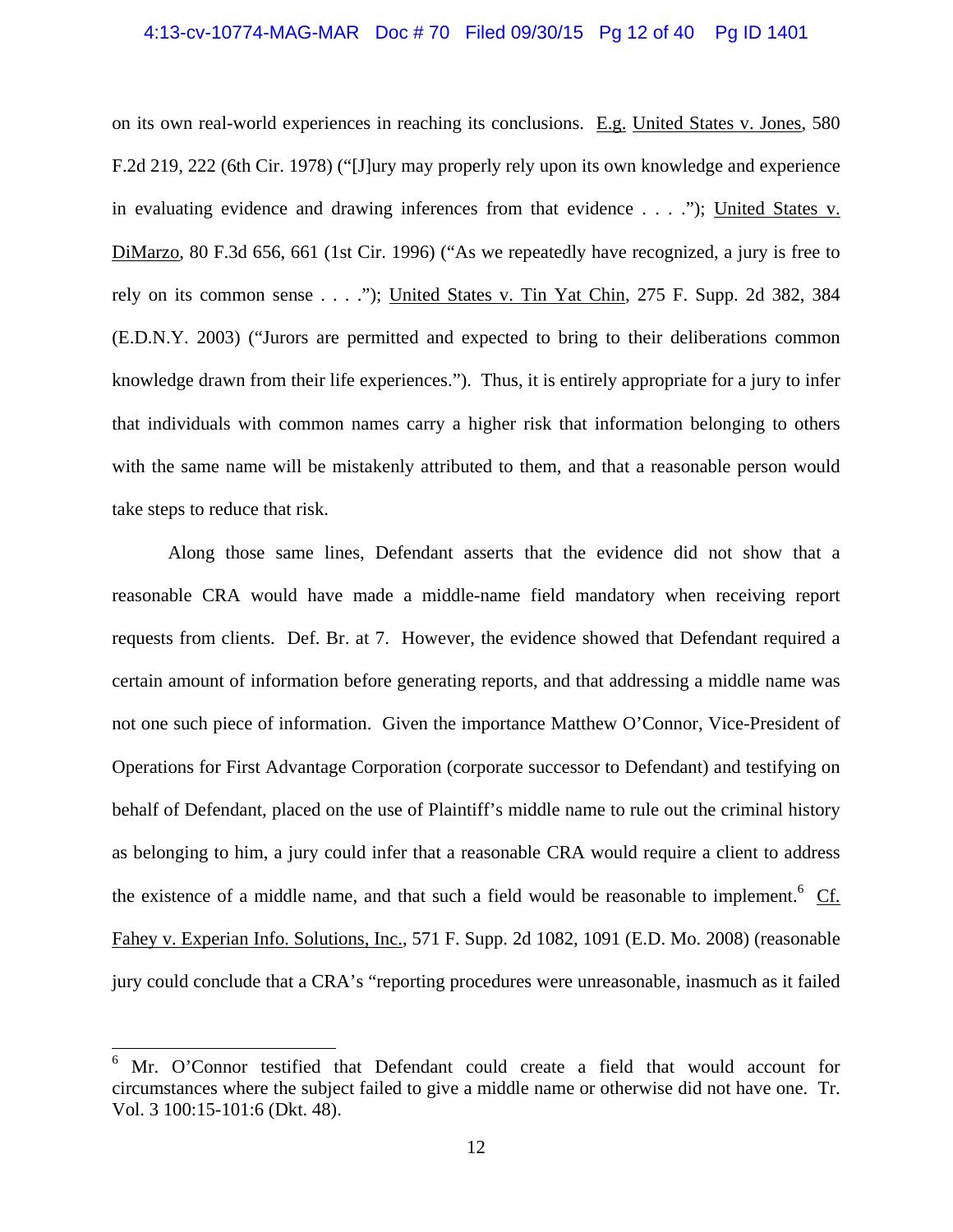on its own real-world experiences in reaching its conclusions. E.g. United States v. Jones, 580 F.2d 219, 222 (6th Cir. 1978) ("[J]ury may properly rely upon its own knowledge and experience in evaluating evidence and drawing inferences from that evidence . . . ."); United States v. DiMarzo, 80 F.3d 656, 661 (1st Cir. 1996) ("As we repeatedly have recognized, a jury is free to rely on its common sense . . . ."); United States v. Tin Yat Chin, 275 F. Supp. 2d 382, 384 (E.D.N.Y. 2003) ("Jurors are permitted and expected to bring to their deliberations common knowledge drawn from their life experiences."). Thus, it is entirely appropriate for a jury to infer that individuals with common names carry a higher risk that information belonging to others with the same name will be mistakenly attributed to them, and that a reasonable person would take steps to reduce that risk.

Along those same lines, Defendant asserts that the evidence did not show that a reasonable CRA would have made a middle-name field mandatory when receiving report requests from clients. Def. Br. at 7. However, the evidence showed that Defendant required a certain amount of information before generating reports, and that addressing a middle name was not one such piece of information. Given the importance Matthew O'Connor, Vice-President of Operations for First Advantage Corporation (corporate successor to Defendant) and testifying on behalf of Defendant, placed on the use of Plaintiff's middle name to rule out the criminal history as belonging to him, a jury could infer that a reasonable CRA would require a client to address the existence of a middle name, and that such a field would be reasonable to implement.[6] Cf. Fahey v. Experian Info. Solutions, Inc., 571 F. Supp. 2d 1082, 1091 (E.D. Mo. 2008) (reasonable jury could conclude that a CRA's "reporting procedures were unreasonable, inasmuch as it failed

---

[6] Mr. O'Connor testified that Defendant could create a field that would account for circumstances where the subject failed to give a middle name or otherwise did not have one. Tr. Vol. 3 100:15-101:6 (Dkt. 48).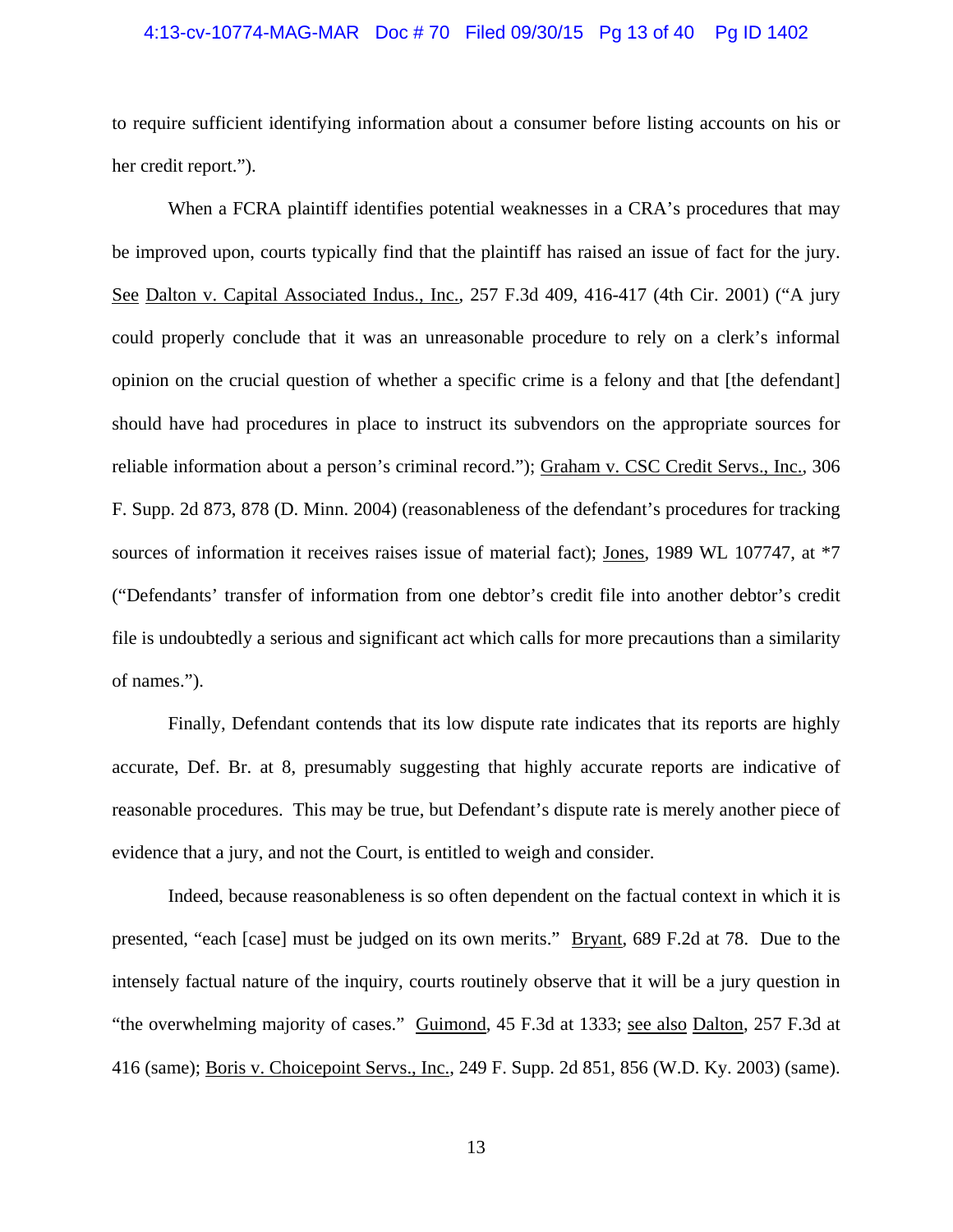to require sufficient identifying information about a consumer before listing accounts on his or her credit report.").

When a FCRA plaintiff identifies potential weaknesses in a CRA's procedures that may be improved upon, courts typically find that the plaintiff has raised an issue of fact for the jury. See Dalton v. Capital Associated Indus., Inc., 257 F.3d 409, 416-417 (4th Cir. 2001) ("A jury could properly conclude that it was an unreasonable procedure to rely on a clerk's informal opinion on the crucial question of whether a specific crime is a felony and that [the defendant] should have had procedures in place to instruct its subvendors on the appropriate sources for reliable information about a person's criminal record."); Graham v. CSC Credit Servs., Inc., 306 F. Supp. 2d 873, 878 (D. Minn. 2004) (reasonableness of the defendant's procedures for tracking sources of information it receives raises issue of material fact); Jones, 1989 WL 107747, at *7 ("Defendants' transfer of information from one debtor's credit file into another debtor's credit file is undoubtedly a serious and significant act which calls for more precautions than a similarity of names.").

Finally, Defendant contends that its low dispute rate indicates that its reports are highly accurate, Def. Br. at 8, presumably suggesting that highly accurate reports are indicative of reasonable procedures. This may be true, but Defendant's dispute rate is merely another piece of evidence that a jury, and not the Court, is entitled to weigh and consider.

Indeed, because reasonableness is so often dependent on the factual context in which it is presented, "each [case] must be judged on its own merits." Bryant, 689 F.2d at 78. Due to the intensely factual nature of the inquiry, courts routinely observe that it will be a jury question in "the overwhelming majority of cases." Guimond, 45 F.3d at 1333; see also Dalton, 257 F.3d at 416 (same); Boris v. Choicepoint Servs., Inc., 249 F. Supp. 2d 851, 856 (W.D. Ky. 2003) (same).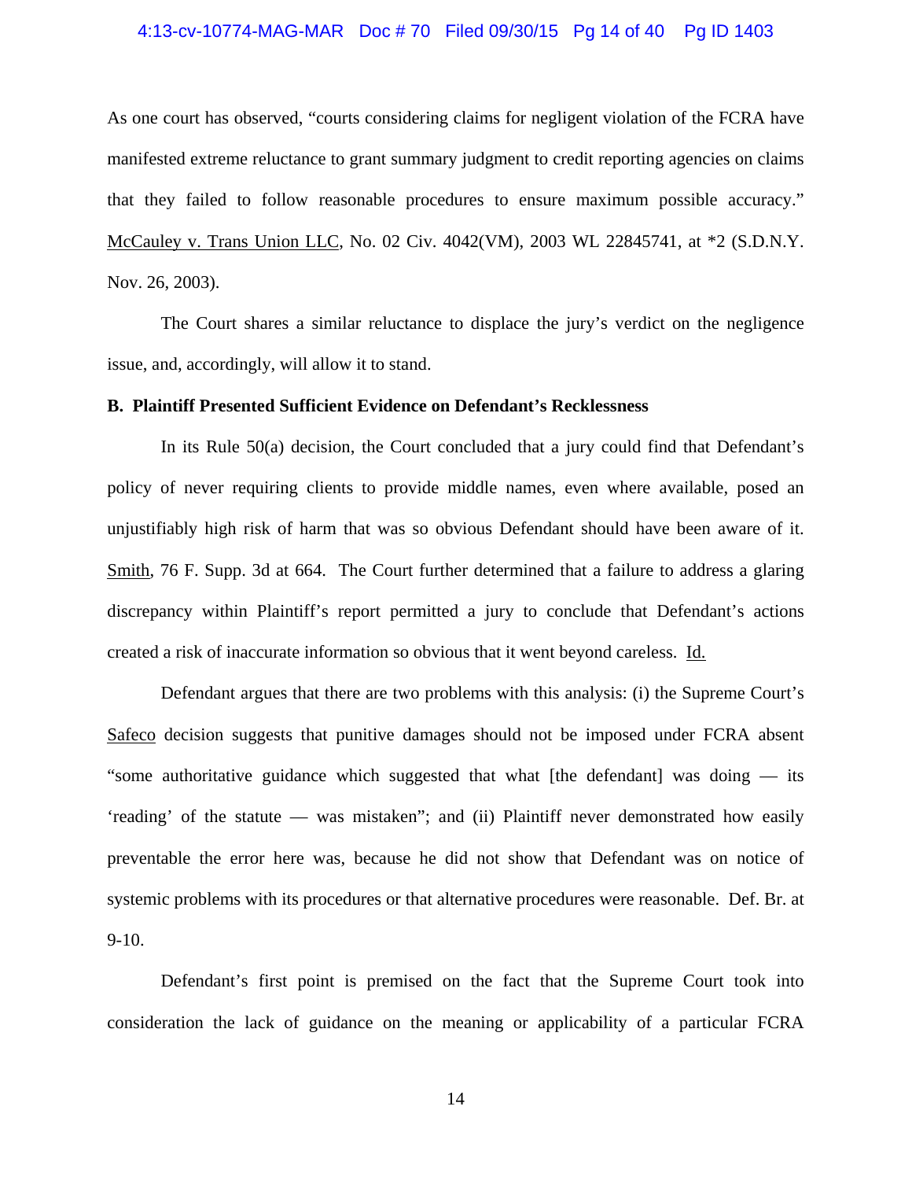As one court has observed, "courts considering claims for negligent violation of the FCRA have manifested extreme reluctance to grant summary judgment to credit reporting agencies on claims that they failed to follow reasonable procedures to ensure maximum possible accuracy." McCauley v. Trans Union LLC, No. 02 Civ. 4042(VM), 2003 WL 22845741, at *2 (S.D.N.Y. Nov. 26, 2003).

The Court shares a similar reluctance to displace the jury's verdict on the negligence issue, and, accordingly, will allow it to stand.

**B. Plaintiff Presented Sufficient Evidence on Defendant's Recklessness**

In its Rule 50(a) decision, the Court concluded that a jury could find that Defendant's policy of never requiring clients to provide middle names, even where available, posed an unjustifiably high risk of harm that was so obvious Defendant should have been aware of it. Smith, 76 F. Supp. 3d at 664. The Court further determined that a failure to address a glaring discrepancy within Plaintiff's report permitted a jury to conclude that Defendant's actions created a risk of inaccurate information so obvious that it went beyond careless. Id.

Defendant argues that there are two problems with this analysis: (i) the Supreme Court's Safeco decision suggests that punitive damages should not be imposed under FCRA absent "some authoritative guidance which suggested that what [the defendant] was doing — its 'reading' of the statute — was mistaken"; and (ii) Plaintiff never demonstrated how easily preventable the error here was, because he did not show that Defendant was on notice of systemic problems with its procedures or that alternative procedures were reasonable. Def. Br. at 9-10.

Defendant's first point is premised on the fact that the Supreme Court took into consideration the lack of guidance on the meaning or applicability of a particular FCRA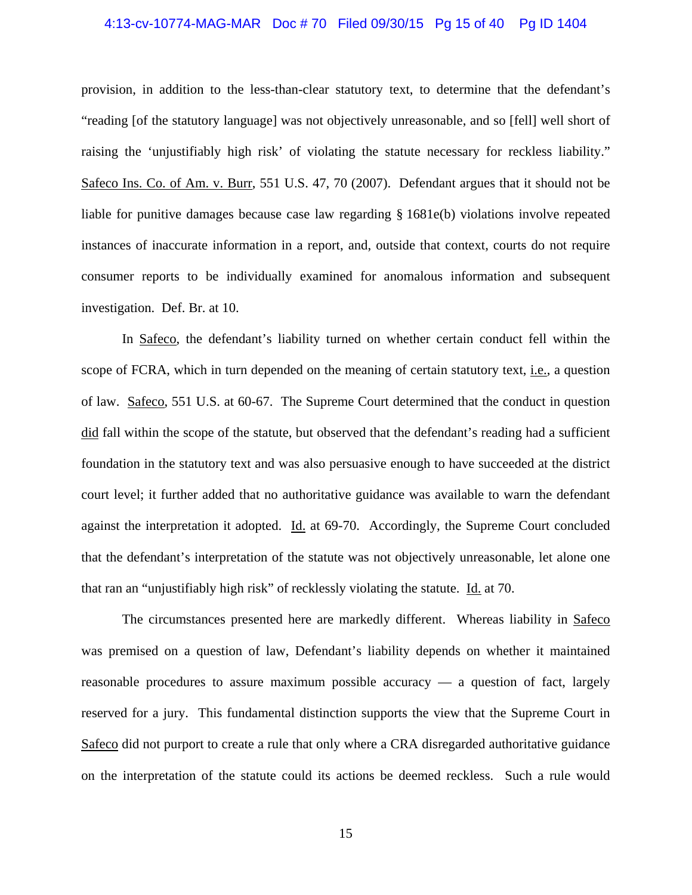provision, in addition to the less-than-clear statutory text, to determine that the defendant's "reading [of the statutory language] was not objectively unreasonable, and so [fell] well short of raising the 'unjustifiably high risk' of violating the statute necessary for reckless liability." Safeco Ins. Co. of Am. v. Burr, 551 U.S. 47, 70 (2007). Defendant argues that it should not be liable for punitive damages because case law regarding § 1681e(b) violations involve repeated instances of inaccurate information in a report, and, outside that context, courts do not require consumer reports to be individually examined for anomalous information and subsequent investigation. Def. Br. at 10.

In Safeco, the defendant's liability turned on whether certain conduct fell within the scope of FCRA, which in turn depended on the meaning of certain statutory text, i.e., a question of law. Safeco, 551 U.S. at 60-67. The Supreme Court determined that the conduct in question did fall within the scope of the statute, but observed that the defendant's reading had a sufficient foundation in the statutory text and was also persuasive enough to have succeeded at the district court level; it further added that no authoritative guidance was available to warn the defendant against the interpretation it adopted. Id. at 69-70. Accordingly, the Supreme Court concluded that the defendant's interpretation of the statute was not objectively unreasonable, let alone one that ran an "unjustifiably high risk" of recklessly violating the statute. Id. at 70.

The circumstances presented here are markedly different. Whereas liability in Safeco was premised on a question of law, Defendant's liability depends on whether it maintained reasonable procedures to assure maximum possible accuracy — a question of fact, largely reserved for a jury. This fundamental distinction supports the view that the Supreme Court in Safeco did not purport to create a rule that only where a CRA disregarded authoritative guidance on the interpretation of the statute could its actions be deemed reckless. Such a rule would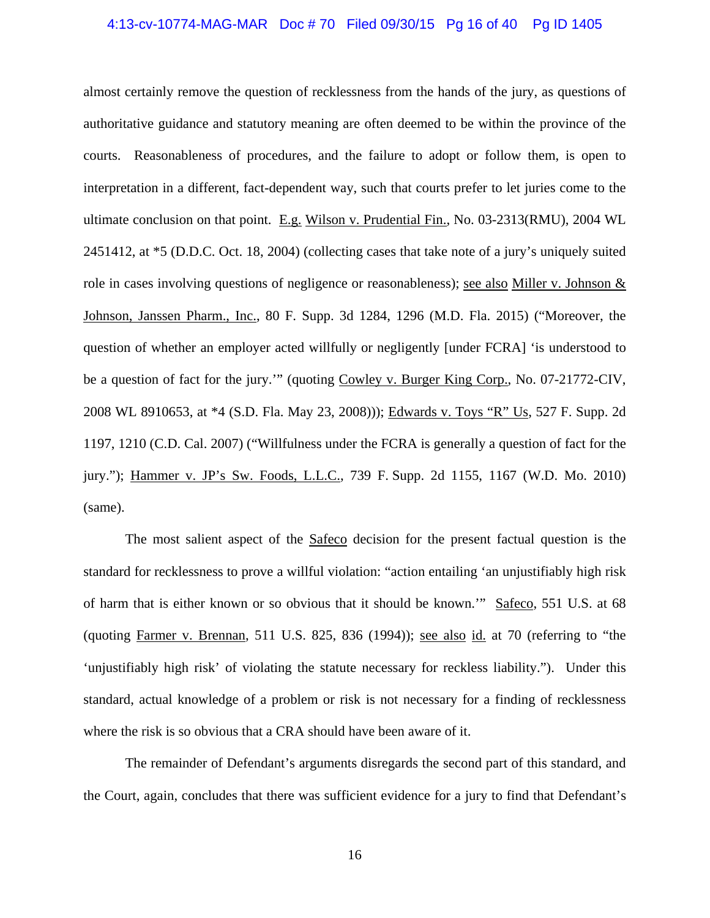almost certainly remove the question of recklessness from the hands of the jury, as questions of authoritative guidance and statutory meaning are often deemed to be within the province of the courts. Reasonableness of procedures, and the failure to adopt or follow them, is open to interpretation in a different, fact-dependent way, such that courts prefer to let juries come to the ultimate conclusion on that point. E.g. Wilson v. Prudential Fin., No. 03-2313(RMU), 2004 WL 2451412, at *5 (D.D.C. Oct. 18, 2004) (collecting cases that take note of a jury's uniquely suited role in cases involving questions of negligence or reasonableness); see also Miller v. Johnson & Johnson, Janssen Pharm., Inc., 80 F. Supp. 3d 1284, 1296 (M.D. Fla. 2015) ("Moreover, the question of whether an employer acted willfully or negligently [under FCRA] 'is understood to be a question of fact for the jury.'" (quoting Cowley v. Burger King Corp., No. 07-21772-CIV, 2008 WL 8910653, at *4 (S.D. Fla. May 23, 2008))); Edwards v. Toys "R" Us, 527 F. Supp. 2d 1197, 1210 (C.D. Cal. 2007) ("Willfulness under the FCRA is generally a question of fact for the jury."); Hammer v. JP's Sw. Foods, L.L.C., 739 F. Supp. 2d 1155, 1167 (W.D. Mo. 2010) (same).

The most salient aspect of the Safeco decision for the present factual question is the standard for recklessness to prove a willful violation: "action entailing 'an unjustifiably high risk of harm that is either known or so obvious that it should be known.'" Safeco, 551 U.S. at 68 (quoting Farmer v. Brennan, 511 U.S. 825, 836 (1994)); see also id. at 70 (referring to "the 'unjustifiably high risk' of violating the statute necessary for reckless liability."). Under this standard, actual knowledge of a problem or risk is not necessary for a finding of recklessness where the risk is so obvious that a CRA should have been aware of it.

The remainder of Defendant's arguments disregards the second part of this standard, and the Court, again, concludes that there was sufficient evidence for a jury to find that Defendant's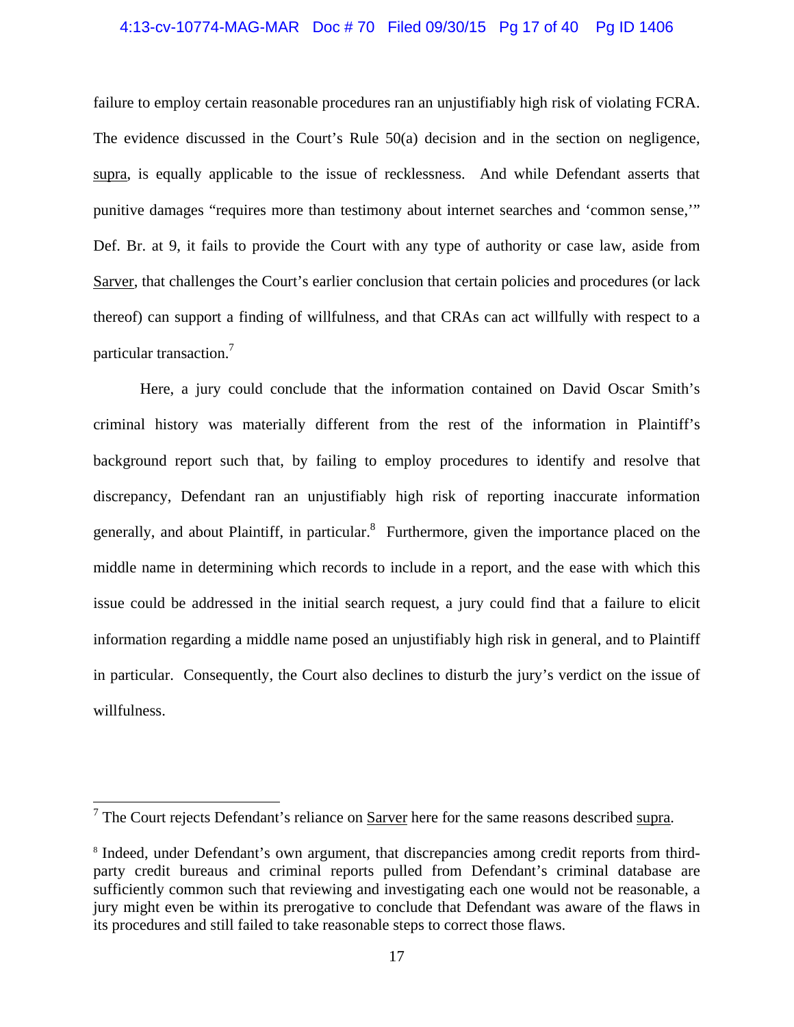failure to employ certain reasonable procedures ran an unjustifiably high risk of violating FCRA. The evidence discussed in the Court's Rule 50(a) decision and in the section on negligence, supra, is equally applicable to the issue of recklessness. And while Defendant asserts that punitive damages "requires more than testimony about internet searches and 'common sense,'" Def. Br. at 9, it fails to provide the Court with any type of authority or case law, aside from Sarver, that challenges the Court's earlier conclusion that certain policies and procedures (or lack thereof) can support a finding of willfulness, and that CRAs can act willfully with respect to a particular transaction.[7]

Here, a jury could conclude that the information contained on David Oscar Smith's criminal history was materially different from the rest of the information in Plaintiff's background report such that, by failing to employ procedures to identify and resolve that discrepancy, Defendant ran an unjustifiably high risk of reporting inaccurate information generally, and about Plaintiff, in particular.[8] Furthermore, given the importance placed on the middle name in determining which records to include in a report, and the ease with which this issue could be addressed in the initial search request, a jury could find that a failure to elicit information regarding a middle name posed an unjustifiably high risk in general, and to Plaintiff in particular. Consequently, the Court also declines to disturb the jury's verdict on the issue of willfulness.

---

[7] The Court rejects Defendant's reliance on Sarver here for the same reasons described supra.

[8] Indeed, under Defendant's own argument, that discrepancies among credit reports from third-party credit bureaus and criminal reports pulled from Defendant's criminal database are sufficiently common such that reviewing and investigating each one would not be reasonable, a jury might even be within its prerogative to conclude that Defendant was aware of the flaws in its procedures and still failed to take reasonable steps to correct those flaws.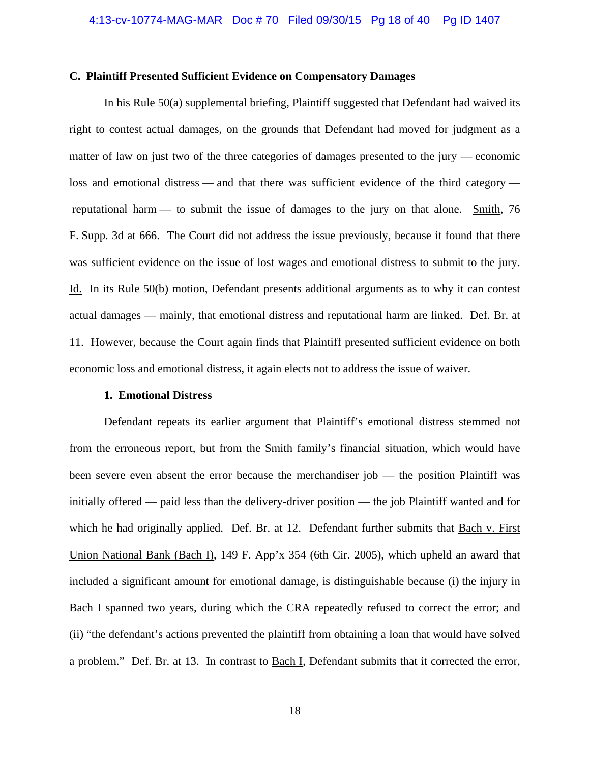### C. Plaintiff Presented Sufficient Evidence on Compensatory Damages

In his Rule 50(a) supplemental briefing, Plaintiff suggested that Defendant had waived its right to contest actual damages, on the grounds that Defendant had moved for judgment as a matter of law on just two of the three categories of damages presented to the jury — economic loss and emotional distress — and that there was sufficient evidence of the third category — reputational harm — to submit the issue of damages to the jury on that alone. Smith, 76 F. Supp. 3d at 666. The Court did not address the issue previously, because it found that there was sufficient evidence on the issue of lost wages and emotional distress to submit to the jury. Id. In its Rule 50(b) motion, Defendant presents additional arguments as to why it can contest actual damages — mainly, that emotional distress and reputational harm are linked. Def. Br. at 11. However, because the Court again finds that Plaintiff presented sufficient evidence on both economic loss and emotional distress, it again elects not to address the issue of waiver.

#### 1. Emotional Distress

Defendant repeats its earlier argument that Plaintiff's emotional distress stemmed not from the erroneous report, but from the Smith family's financial situation, which would have been severe even absent the error because the merchandiser job — the position Plaintiff was initially offered — paid less than the delivery-driver position — the job Plaintiff wanted and for which he had originally applied. Def. Br. at 12. Defendant further submits that Bach v. First Union National Bank (Bach I), 149 F. App'x 354 (6th Cir. 2005), which upheld an award that included a significant amount for emotional damage, is distinguishable because (i) the injury in Bach I spanned two years, during which the CRA repeatedly refused to correct the error; and (ii) "the defendant's actions prevented the plaintiff from obtaining a loan that would have solved a problem." Def. Br. at 13. In contrast to Bach I, Defendant submits that it corrected the error,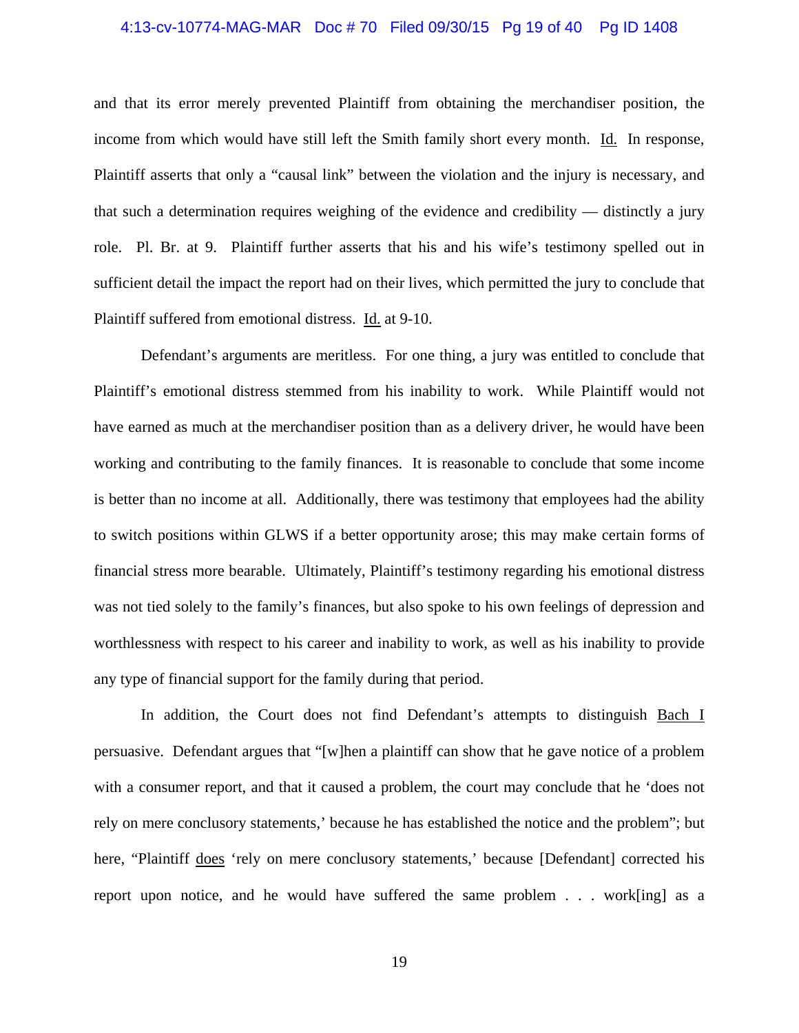and that its error merely prevented Plaintiff from obtaining the merchandiser position, the income from which would have still left the Smith family short every month. Id. In response, Plaintiff asserts that only a "causal link" between the violation and the injury is necessary, and that such a determination requires weighing of the evidence and credibility — distinctly a jury role. Pl. Br. at 9. Plaintiff further asserts that his and his wife's testimony spelled out in sufficient detail the impact the report had on their lives, which permitted the jury to conclude that Plaintiff suffered from emotional distress. Id. at 9-10.

Defendant's arguments are meritless. For one thing, a jury was entitled to conclude that Plaintiff's emotional distress stemmed from his inability to work. While Plaintiff would not have earned as much at the merchandiser position than as a delivery driver, he would have been working and contributing to the family finances. It is reasonable to conclude that some income is better than no income at all. Additionally, there was testimony that employees had the ability to switch positions within GLWS if a better opportunity arose; this may make certain forms of financial stress more bearable. Ultimately, Plaintiff's testimony regarding his emotional distress was not tied solely to the family's finances, but also spoke to his own feelings of depression and worthlessness with respect to his career and inability to work, as well as his inability to provide any type of financial support for the family during that period.

In addition, the Court does not find Defendant's attempts to distinguish Bach I persuasive. Defendant argues that "[w]hen a plaintiff can show that he gave notice of a problem with a consumer report, and that it caused a problem, the court may conclude that he 'does not rely on mere conclusory statements,' because he has established the notice and the problem"; but here, "Plaintiff does 'rely on mere conclusory statements,' because [Defendant] corrected his report upon notice, and he would have suffered the same problem . . . work[ing] as a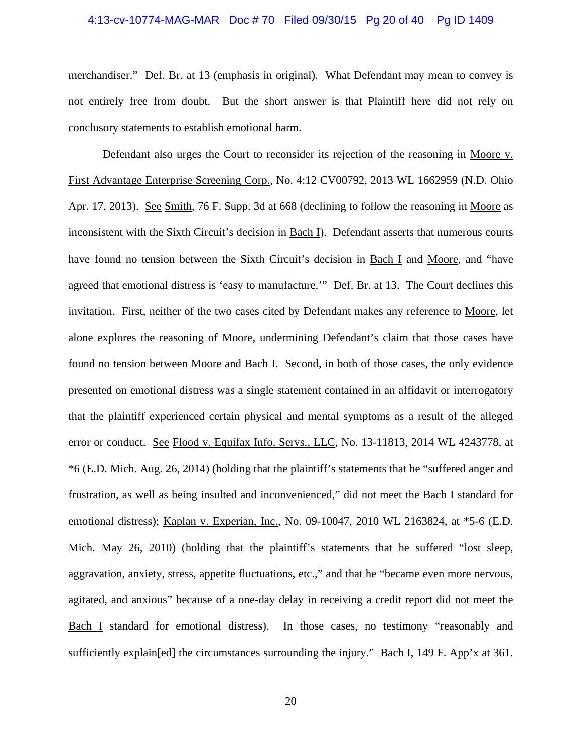merchandiser." Def. Br. at 13 (emphasis in original). What Defendant may mean to convey is not entirely free from doubt. But the short answer is that Plaintiff here did not rely on conclusory statements to establish emotional harm.

Defendant also urges the Court to reconsider its rejection of the reasoning in Moore v. First Advantage Enterprise Screening Corp., No. 4:12 CV00792, 2013 WL 1662959 (N.D. Ohio Apr. 17, 2013). See Smith, 76 F. Supp. 3d at 668 (declining to follow the reasoning in Moore as inconsistent with the Sixth Circuit's decision in Bach I). Defendant asserts that numerous courts have found no tension between the Sixth Circuit's decision in Bach I and Moore, and "have agreed that emotional distress is 'easy to manufacture.'" Def. Br. at 13. The Court declines this invitation. First, neither of the two cases cited by Defendant makes any reference to Moore, let alone explores the reasoning of Moore, undermining Defendant's claim that those cases have found no tension between Moore and Bach I. Second, in both of those cases, the only evidence presented on emotional distress was a single statement contained in an affidavit or interrogatory that the plaintiff experienced certain physical and mental symptoms as a result of the alleged error or conduct. See Flood v. Equifax Info. Servs., LLC, No. 13-11813, 2014 WL 4243778, at *6 (E.D. Mich. Aug. 26, 2014) (holding that the plaintiff's statements that he "suffered anger and frustration, as well as being insulted and inconvenienced," did not meet the Bach I standard for emotional distress); Kaplan v. Experian, Inc., No. 09-10047, 2010 WL 2163824, at *5-6 (E.D. Mich. May 26, 2010) (holding that the plaintiff's statements that he suffered "lost sleep, aggravation, anxiety, stress, appetite fluctuations, etc.," and that he "became even more nervous, agitated, and anxious" because of a one-day delay in receiving a credit report did not meet the Bach I standard for emotional distress). In those cases, no testimony "reasonably and sufficiently explain[ed] the circumstances surrounding the injury." Bach I, 149 F. App'x at 361.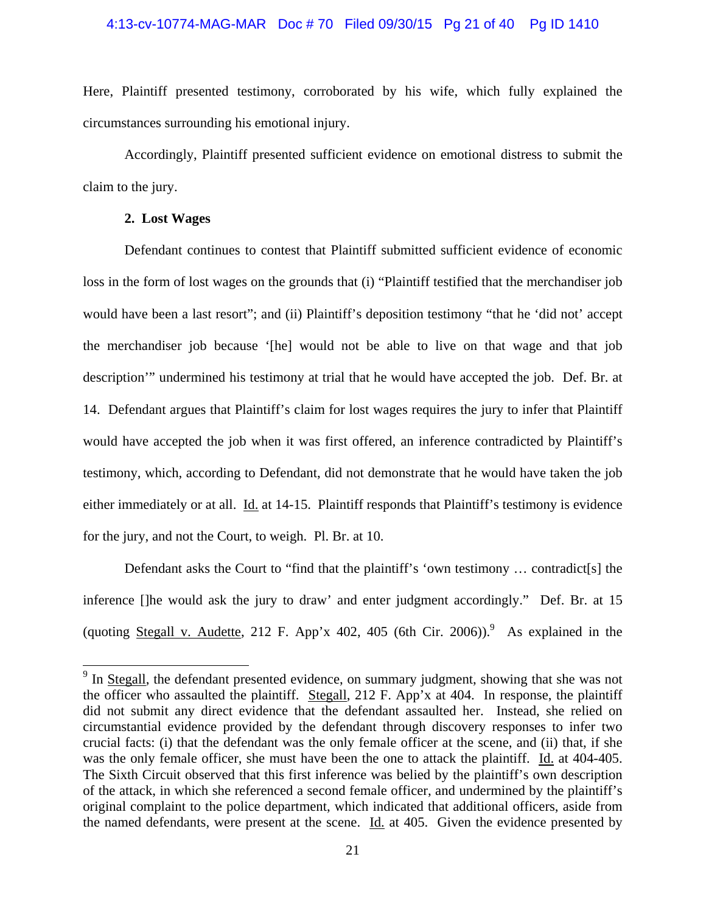Here, Plaintiff presented testimony, corroborated by his wife, which fully explained the circumstances surrounding his emotional injury.

Accordingly, Plaintiff presented sufficient evidence on emotional distress to submit the claim to the jury.

**2. Lost Wages**

Defendant continues to contest that Plaintiff submitted sufficient evidence of economic loss in the form of lost wages on the grounds that (i) "Plaintiff testified that the merchandiser job would have been a last resort"; and (ii) Plaintiff's deposition testimony "that he 'did not' accept the merchandiser job because '[he] would not be able to live on that wage and that job description'" undermined his testimony at trial that he would have accepted the job. Def. Br. at 14. Defendant argues that Plaintiff's claim for lost wages requires the jury to infer that Plaintiff would have accepted the job when it was first offered, an inference contradicted by Plaintiff's testimony, which, according to Defendant, did not demonstrate that he would have taken the job either immediately or at all. Id. at 14-15. Plaintiff responds that Plaintiff's testimony is evidence for the jury, and not the Court, to weigh. Pl. Br. at 10.

Defendant asks the Court to "find that the plaintiff's 'own testimony … contradict[s] the inference []he would ask the jury to draw' and enter judgment accordingly." Def. Br. at 15 (quoting Stegall v. Audette, 212 F. App'x 402, 405 (6th Cir. 2006)).[9] As explained in the

[9] In Stegall, the defendant presented evidence, on summary judgment, showing that she was not the officer who assaulted the plaintiff. Stegall, 212 F. App'x at 404. In response, the plaintiff did not submit any direct evidence that the defendant assaulted her. Instead, she relied on circumstantial evidence provided by the defendant through discovery responses to infer two crucial facts: (i) that the defendant was the only female officer at the scene, and (ii) that, if she was the only female officer, she must have been the one to attack the plaintiff. Id. at 404-405. The Sixth Circuit observed that this first inference was belied by the plaintiff's own description of the attack, in which she referenced a second female officer, and undermined by the plaintiff's original complaint to the police department, which indicated that additional officers, aside from the named defendants, were present at the scene. Id. at 405. Given the evidence presented by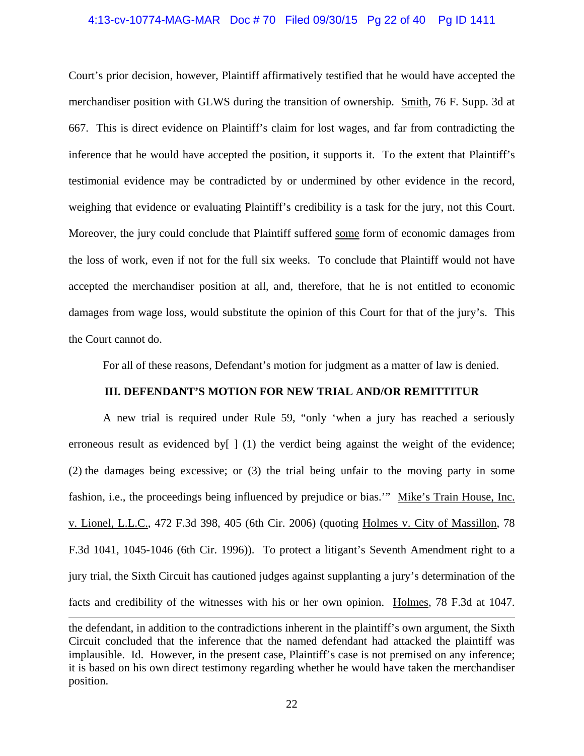Court's prior decision, however, Plaintiff affirmatively testified that he would have accepted the merchandiser position with GLWS during the transition of ownership. Smith, 76 F. Supp. 3d at 667. This is direct evidence on Plaintiff's claim for lost wages, and far from contradicting the inference that he would have accepted the position, it supports it. To the extent that Plaintiff's testimonial evidence may be contradicted by or undermined by other evidence in the record, weighing that evidence or evaluating Plaintiff's credibility is a task for the jury, not this Court. Moreover, the jury could conclude that Plaintiff suffered some form of economic damages from the loss of work, even if not for the full six weeks. To conclude that Plaintiff would not have accepted the merchandiser position at all, and, therefore, that he is not entitled to economic damages from wage loss, would substitute the opinion of this Court for that of the jury's. This the Court cannot do.

For all of these reasons, Defendant's motion for judgment as a matter of law is denied.

## III. DEFENDANT'S MOTION FOR NEW TRIAL AND/OR REMITTITUR

A new trial is required under Rule 59, "only 'when a jury has reached a seriously erroneous result as evidenced by[ ] (1) the verdict being against the weight of the evidence; (2) the damages being excessive; or (3) the trial being unfair to the moving party in some fashion, i.e., the proceedings being influenced by prejudice or bias.'" Mike's Train House, Inc. v. Lionel, L.L.C., 472 F.3d 398, 405 (6th Cir. 2006) (quoting Holmes v. City of Massillon, 78 F.3d 1041, 1045-1046 (6th Cir. 1996)). To protect a litigant's Seventh Amendment right to a jury trial, the Sixth Circuit has cautioned judges against supplanting a jury's determination of the facts and credibility of the witnesses with his or her own opinion. Holmes, 78 F.3d at 1047.

---

the defendant, in addition to the contradictions inherent in the plaintiff's own argument, the Sixth Circuit concluded that the inference that the named defendant had attacked the plaintiff was implausible. Id. However, in the present case, Plaintiff's case is not premised on any inference; it is based on his own direct testimony regarding whether he would have taken the merchandiser position.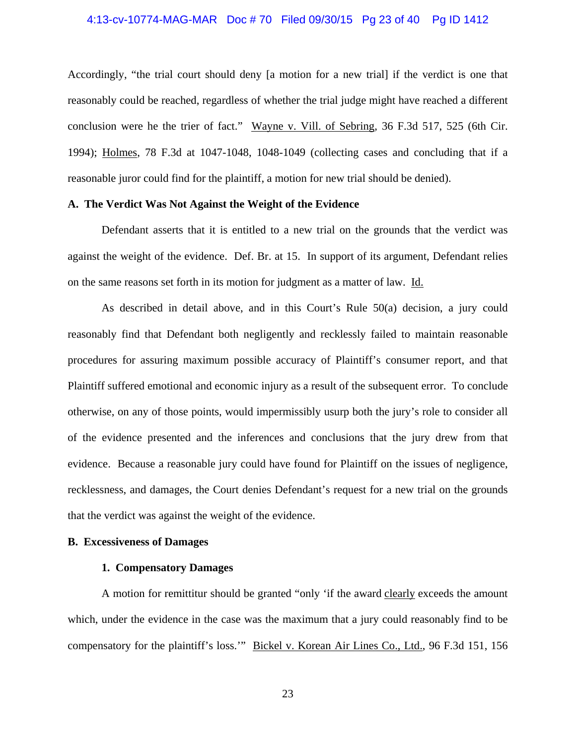Accordingly, "the trial court should deny [a motion for a new trial] if the verdict is one that reasonably could be reached, regardless of whether the trial judge might have reached a different conclusion were he the trier of fact." Wayne v. Vill. of Sebring, 36 F.3d 517, 525 (6th Cir. 1994); Holmes, 78 F.3d at 1047-1048, 1048-1049 (collecting cases and concluding that if a reasonable juror could find for the plaintiff, a motion for new trial should be denied).

**A. The Verdict Was Not Against the Weight of the Evidence**

Defendant asserts that it is entitled to a new trial on the grounds that the verdict was against the weight of the evidence. Def. Br. at 15. In support of its argument, Defendant relies on the same reasons set forth in its motion for judgment as a matter of law. Id.

As described in detail above, and in this Court's Rule 50(a) decision, a jury could reasonably find that Defendant both negligently and recklessly failed to maintain reasonable procedures for assuring maximum possible accuracy of Plaintiff's consumer report, and that Plaintiff suffered emotional and economic injury as a result of the subsequent error. To conclude otherwise, on any of those points, would impermissibly usurp both the jury's role to consider all of the evidence presented and the inferences and conclusions that the jury drew from that evidence. Because a reasonable jury could have found for Plaintiff on the issues of negligence, recklessness, and damages, the Court denies Defendant's request for a new trial on the grounds that the verdict was against the weight of the evidence.

**B. Excessiveness of Damages**

**1. Compensatory Damages**

A motion for remittitur should be granted "only 'if the award clearly exceeds the amount which, under the evidence in the case was the maximum that a jury could reasonably find to be compensatory for the plaintiff's loss.'" Bickel v. Korean Air Lines Co., Ltd., 96 F.3d 151, 156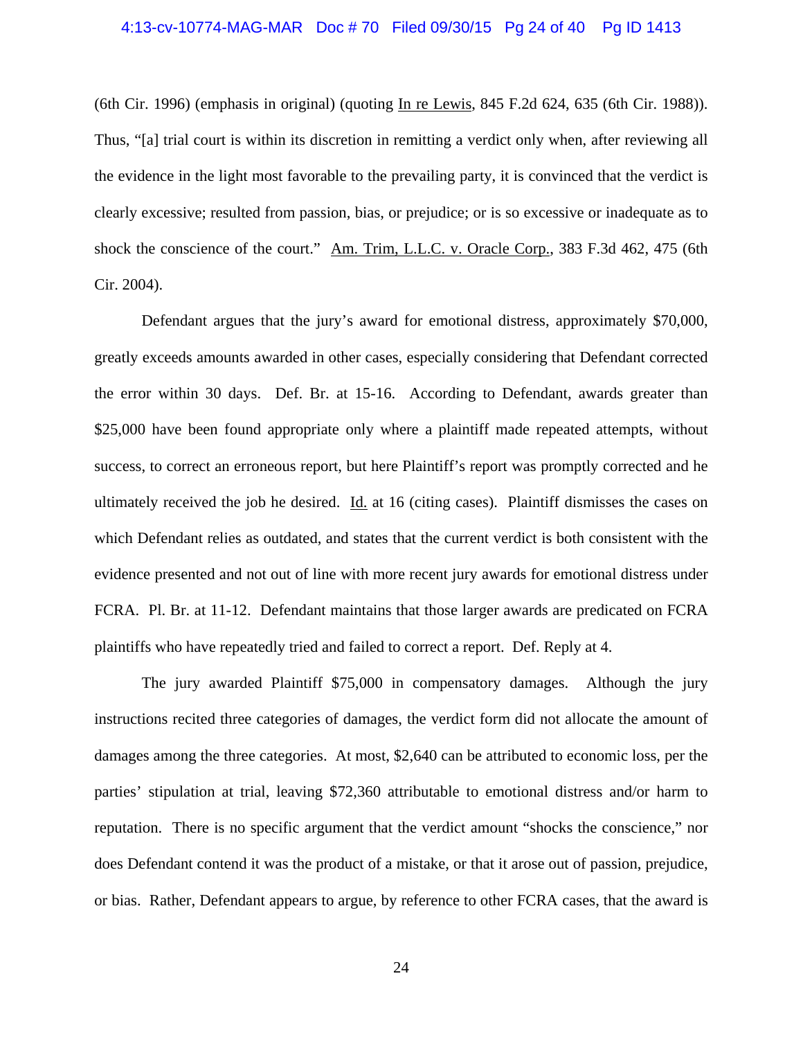(6th Cir. 1996) (emphasis in original) (quoting In re Lewis, 845 F.2d 624, 635 (6th Cir. 1988)). Thus, "[a] trial court is within its discretion in remitting a verdict only when, after reviewing all the evidence in the light most favorable to the prevailing party, it is convinced that the verdict is clearly excessive; resulted from passion, bias, or prejudice; or is so excessive or inadequate as to shock the conscience of the court." Am. Trim, L.L.C. v. Oracle Corp., 383 F.3d 462, 475 (6th Cir. 2004).

Defendant argues that the jury's award for emotional distress, approximately $70,000, greatly exceeds amounts awarded in other cases, especially considering that Defendant corrected the error within 30 days. Def. Br. at 15-16. According to Defendant, awards greater than $25,000 have been found appropriate only where a plaintiff made repeated attempts, without success, to correct an erroneous report, but here Plaintiff's report was promptly corrected and he ultimately received the job he desired. Id. at 16 (citing cases). Plaintiff dismisses the cases on which Defendant relies as outdated, and states that the current verdict is both consistent with the evidence presented and not out of line with more recent jury awards for emotional distress under FCRA. Pl. Br. at 11-12. Defendant maintains that those larger awards are predicated on FCRA plaintiffs who have repeatedly tried and failed to correct a report. Def. Reply at 4.

The jury awarded Plaintiff $75,000 in compensatory damages. Although the jury instructions recited three categories of damages, the verdict form did not allocate the amount of damages among the three categories. At most, $2,640 can be attributed to economic loss, per the parties' stipulation at trial, leaving $72,360 attributable to emotional distress and/or harm to reputation. There is no specific argument that the verdict amount "shocks the conscience," nor does Defendant contend it was the product of a mistake, or that it arose out of passion, prejudice, or bias. Rather, Defendant appears to argue, by reference to other FCRA cases, that the award is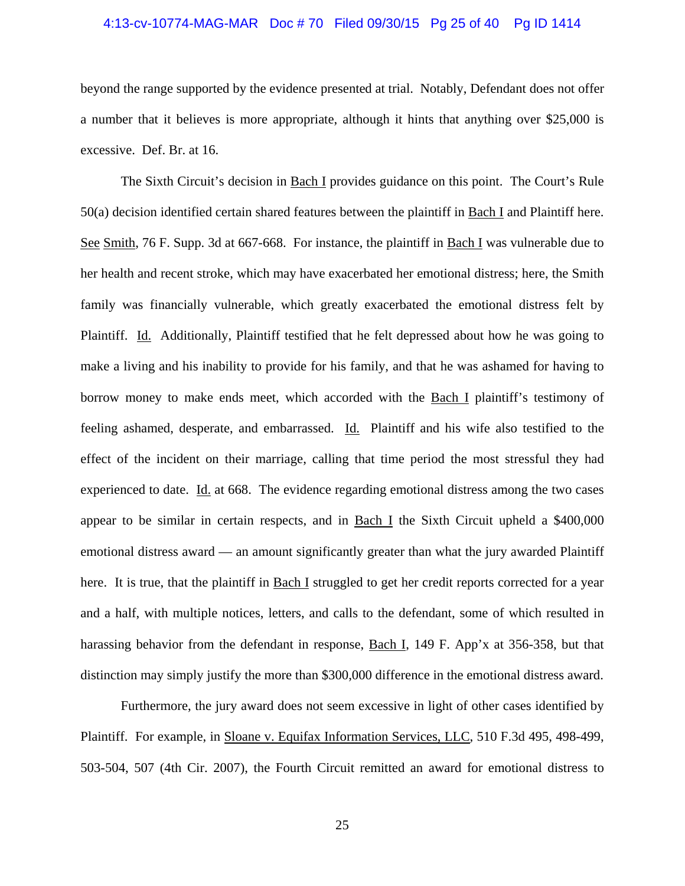beyond the range supported by the evidence presented at trial. Notably, Defendant does not offer a number that it believes is more appropriate, although it hints that anything over $25,000 is excessive. Def. Br. at 16.

The Sixth Circuit's decision in Bach I provides guidance on this point. The Court's Rule 50(a) decision identified certain shared features between the plaintiff in Bach I and Plaintiff here. See Smith, 76 F. Supp. 3d at 667-668. For instance, the plaintiff in Bach I was vulnerable due to her health and recent stroke, which may have exacerbated her emotional distress; here, the Smith family was financially vulnerable, which greatly exacerbated the emotional distress felt by Plaintiff. Id. Additionally, Plaintiff testified that he felt depressed about how he was going to make a living and his inability to provide for his family, and that he was ashamed for having to borrow money to make ends meet, which accorded with the Bach I plaintiff's testimony of feeling ashamed, desperate, and embarrassed. Id. Plaintiff and his wife also testified to the effect of the incident on their marriage, calling that time period the most stressful they had experienced to date. Id. at 668. The evidence regarding emotional distress among the two cases appear to be similar in certain respects, and in Bach I the Sixth Circuit upheld a $400,000 emotional distress award — an amount significantly greater than what the jury awarded Plaintiff here. It is true, that the plaintiff in Bach I struggled to get her credit reports corrected for a year and a half, with multiple notices, letters, and calls to the defendant, some of which resulted in harassing behavior from the defendant in response, Bach I, 149 F. App'x at 356-358, but that distinction may simply justify the more than $300,000 difference in the emotional distress award.

Furthermore, the jury award does not seem excessive in light of other cases identified by Plaintiff. For example, in Sloane v. Equifax Information Services, LLC, 510 F.3d 495, 498-499, 503-504, 507 (4th Cir. 2007), the Fourth Circuit remitted an award for emotional distress to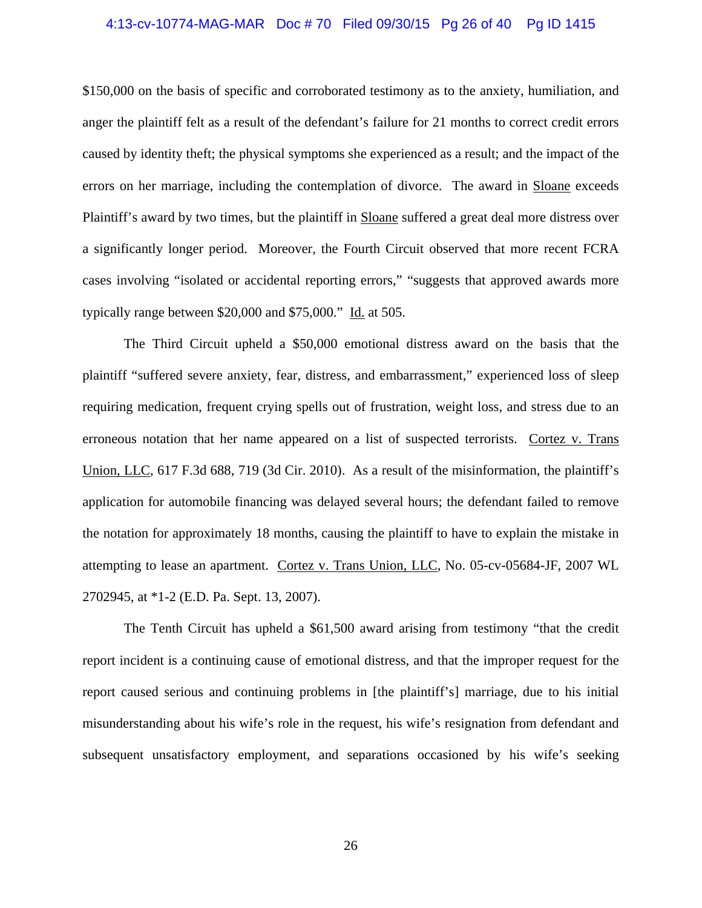$150,000 on the basis of specific and corroborated testimony as to the anxiety, humiliation, and anger the plaintiff felt as a result of the defendant's failure for 21 months to correct credit errors caused by identity theft; the physical symptoms she experienced as a result; and the impact of the errors on her marriage, including the contemplation of divorce. The award in Sloane exceeds Plaintiff's award by two times, but the plaintiff in Sloane suffered a great deal more distress over a significantly longer period. Moreover, the Fourth Circuit observed that more recent FCRA cases involving "isolated or accidental reporting errors," "suggests that approved awards more typically range between $20,000 and $75,000." Id. at 505.

The Third Circuit upheld a $50,000 emotional distress award on the basis that the plaintiff "suffered severe anxiety, fear, distress, and embarrassment," experienced loss of sleep requiring medication, frequent crying spells out of frustration, weight loss, and stress due to an erroneous notation that her name appeared on a list of suspected terrorists. Cortez v. Trans Union, LLC, 617 F.3d 688, 719 (3d Cir. 2010). As a result of the misinformation, the plaintiff's application for automobile financing was delayed several hours; the defendant failed to remove the notation for approximately 18 months, causing the plaintiff to have to explain the mistake in attempting to lease an apartment. Cortez v. Trans Union, LLC, No. 05-cv-05684-JF, 2007 WL 2702945, at *1-2 (E.D. Pa. Sept. 13, 2007).

The Tenth Circuit has upheld a $61,500 award arising from testimony "that the credit report incident is a continuing cause of emotional distress, and that the improper request for the report caused serious and continuing problems in [the plaintiff's] marriage, due to his initial misunderstanding about his wife's role in the request, his wife's resignation from defendant and subsequent unsatisfactory employment, and separations occasioned by his wife's seeking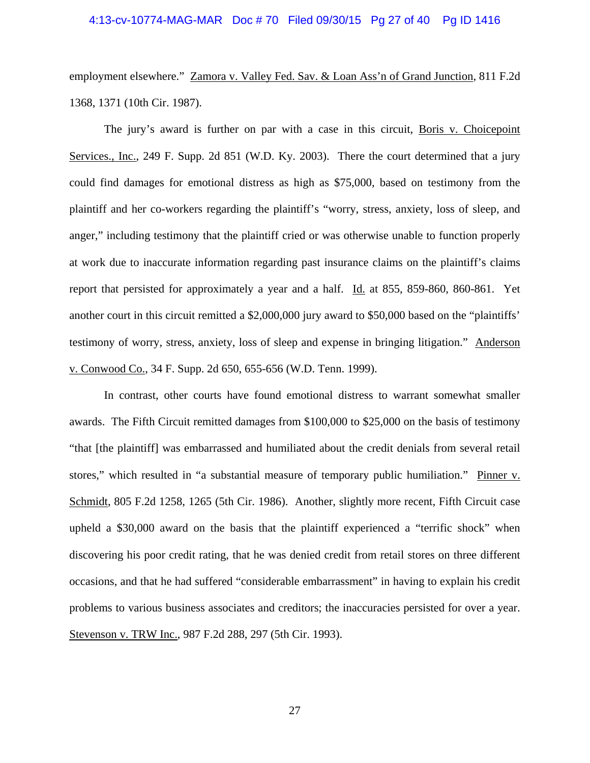employment elsewhere." Zamora v. Valley Fed. Sav. & Loan Ass'n of Grand Junction, 811 F.2d 1368, 1371 (10th Cir. 1987).

The jury's award is further on par with a case in this circuit, Boris v. Choicepoint Services., Inc., 249 F. Supp. 2d 851 (W.D. Ky. 2003). There the court determined that a jury could find damages for emotional distress as high as $75,000, based on testimony from the plaintiff and her co-workers regarding the plaintiff's "worry, stress, anxiety, loss of sleep, and anger," including testimony that the plaintiff cried or was otherwise unable to function properly at work due to inaccurate information regarding past insurance claims on the plaintiff's claims report that persisted for approximately a year and a half. Id. at 855, 859-860, 860-861. Yet another court in this circuit remitted a $2,000,000 jury award to $50,000 based on the "plaintiffs' testimony of worry, stress, anxiety, loss of sleep and expense in bringing litigation." Anderson v. Conwood Co., 34 F. Supp. 2d 650, 655-656 (W.D. Tenn. 1999).

In contrast, other courts have found emotional distress to warrant somewhat smaller awards. The Fifth Circuit remitted damages from $100,000 to $25,000 on the basis of testimony "that [the plaintiff] was embarrassed and humiliated about the credit denials from several retail stores," which resulted in "a substantial measure of temporary public humiliation." Pinner v. Schmidt, 805 F.2d 1258, 1265 (5th Cir. 1986). Another, slightly more recent, Fifth Circuit case upheld a $30,000 award on the basis that the plaintiff experienced a "terrific shock" when discovering his poor credit rating, that he was denied credit from retail stores on three different occasions, and that he had suffered "considerable embarrassment" in having to explain his credit problems to various business associates and creditors; the inaccuracies persisted for over a year. Stevenson v. TRW Inc., 987 F.2d 288, 297 (5th Cir. 1993).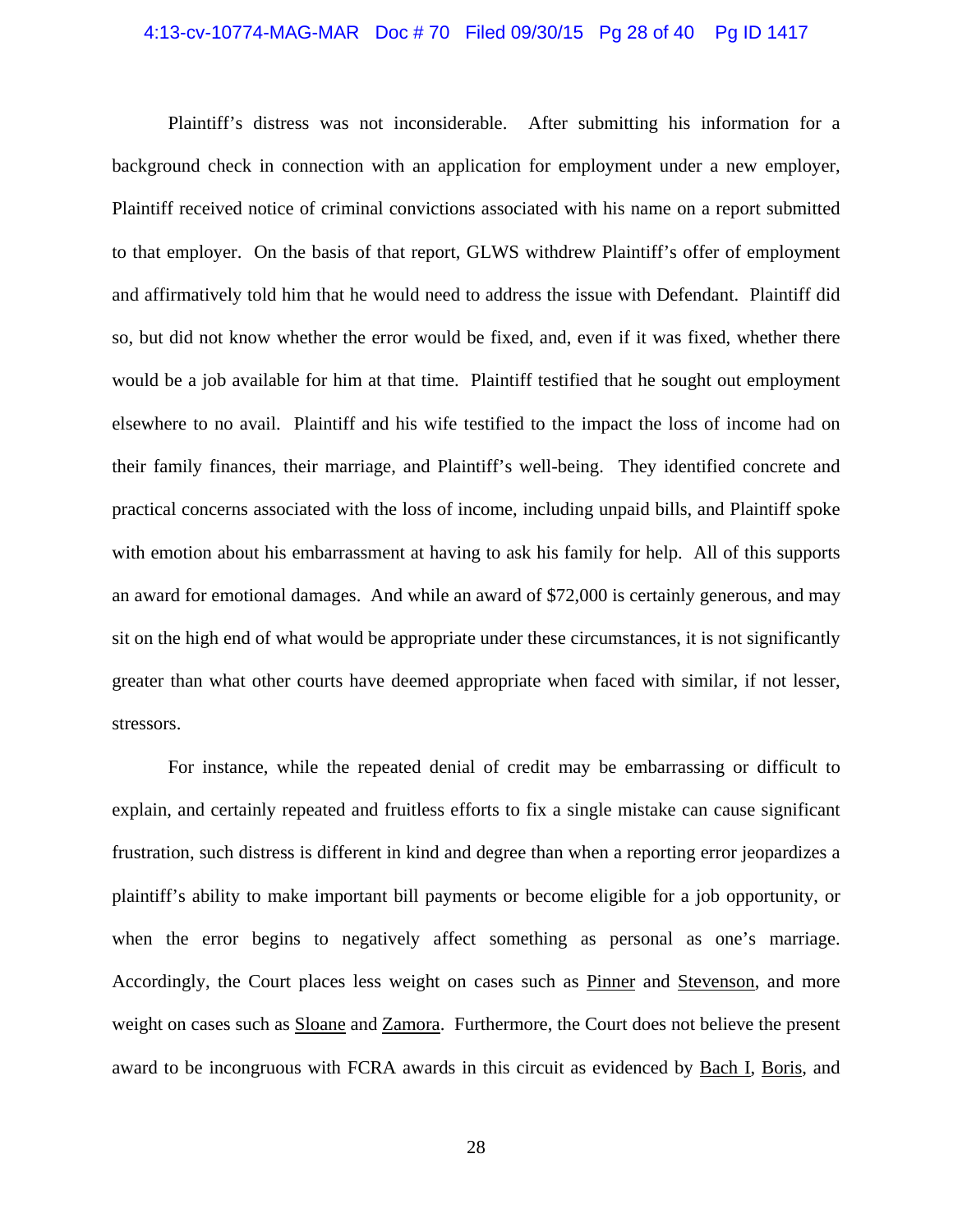Plaintiff's distress was not inconsiderable. After submitting his information for a background check in connection with an application for employment under a new employer, Plaintiff received notice of criminal convictions associated with his name on a report submitted to that employer. On the basis of that report, GLWS withdrew Plaintiff's offer of employment and affirmatively told him that he would need to address the issue with Defendant. Plaintiff did so, but did not know whether the error would be fixed, and, even if it was fixed, whether there would be a job available for him at that time. Plaintiff testified that he sought out employment elsewhere to no avail. Plaintiff and his wife testified to the impact the loss of income had on their family finances, their marriage, and Plaintiff's well-being. They identified concrete and practical concerns associated with the loss of income, including unpaid bills, and Plaintiff spoke with emotion about his embarrassment at having to ask his family for help. All of this supports an award for emotional damages. And while an award of $72,000 is certainly generous, and may sit on the high end of what would be appropriate under these circumstances, it is not significantly greater than what other courts have deemed appropriate when faced with similar, if not lesser, stressors.

For instance, while the repeated denial of credit may be embarrassing or difficult to explain, and certainly repeated and fruitless efforts to fix a single mistake can cause significant frustration, such distress is different in kind and degree than when a reporting error jeopardizes a plaintiff's ability to make important bill payments or become eligible for a job opportunity, or when the error begins to negatively affect something as personal as one's marriage. Accordingly, the Court places less weight on cases such as Pinner and Stevenson, and more weight on cases such as Sloane and Zamora. Furthermore, the Court does not believe the present award to be incongruous with FCRA awards in this circuit as evidenced by Bach I, Boris, and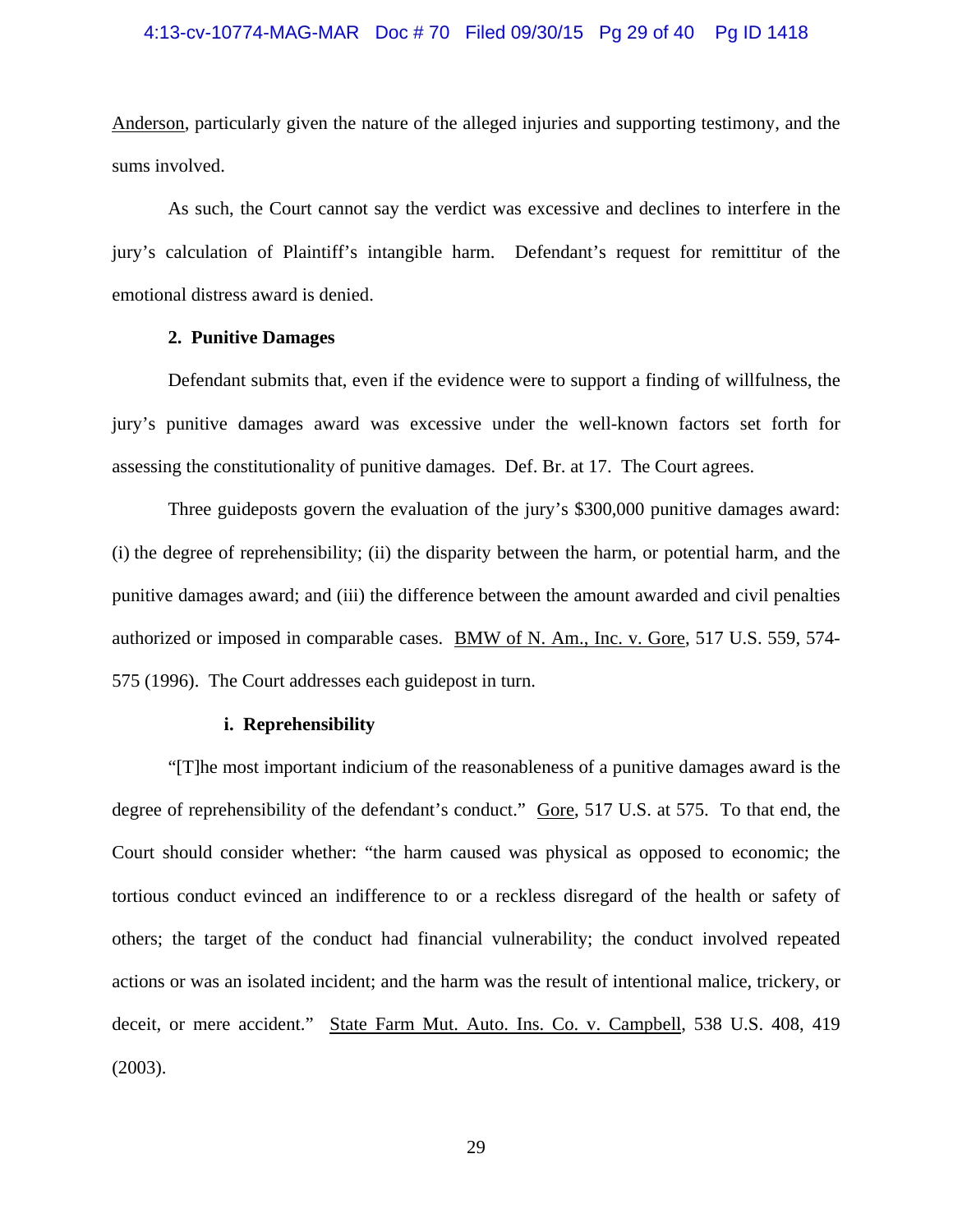Anderson, particularly given the nature of the alleged injuries and supporting testimony, and the sums involved.

As such, the Court cannot say the verdict was excessive and declines to interfere in the jury's calculation of Plaintiff's intangible harm. Defendant's request for remittitur of the emotional distress award is denied.

**2. Punitive Damages**

Defendant submits that, even if the evidence were to support a finding of willfulness, the jury's punitive damages award was excessive under the well-known factors set forth for assessing the constitutionality of punitive damages. Def. Br. at 17. The Court agrees.

Three guideposts govern the evaluation of the jury's $300,000 punitive damages award: (i) the degree of reprehensibility; (ii) the disparity between the harm, or potential harm, and the punitive damages award; and (iii) the difference between the amount awarded and civil penalties authorized or imposed in comparable cases. BMW of N. Am., Inc. v. Gore, 517 U.S. 559, 574-575 (1996). The Court addresses each guidepost in turn.

**i. Reprehensibility**

"[T]he most important indicium of the reasonableness of a punitive damages award is the degree of reprehensibility of the defendant's conduct." Gore, 517 U.S. at 575. To that end, the Court should consider whether: "the harm caused was physical as opposed to economic; the tortious conduct evinced an indifference to or a reckless disregard of the health or safety of others; the target of the conduct had financial vulnerability; the conduct involved repeated actions or was an isolated incident; and the harm was the result of intentional malice, trickery, or deceit, or mere accident." State Farm Mut. Auto. Ins. Co. v. Campbell, 538 U.S. 408, 419 (2003).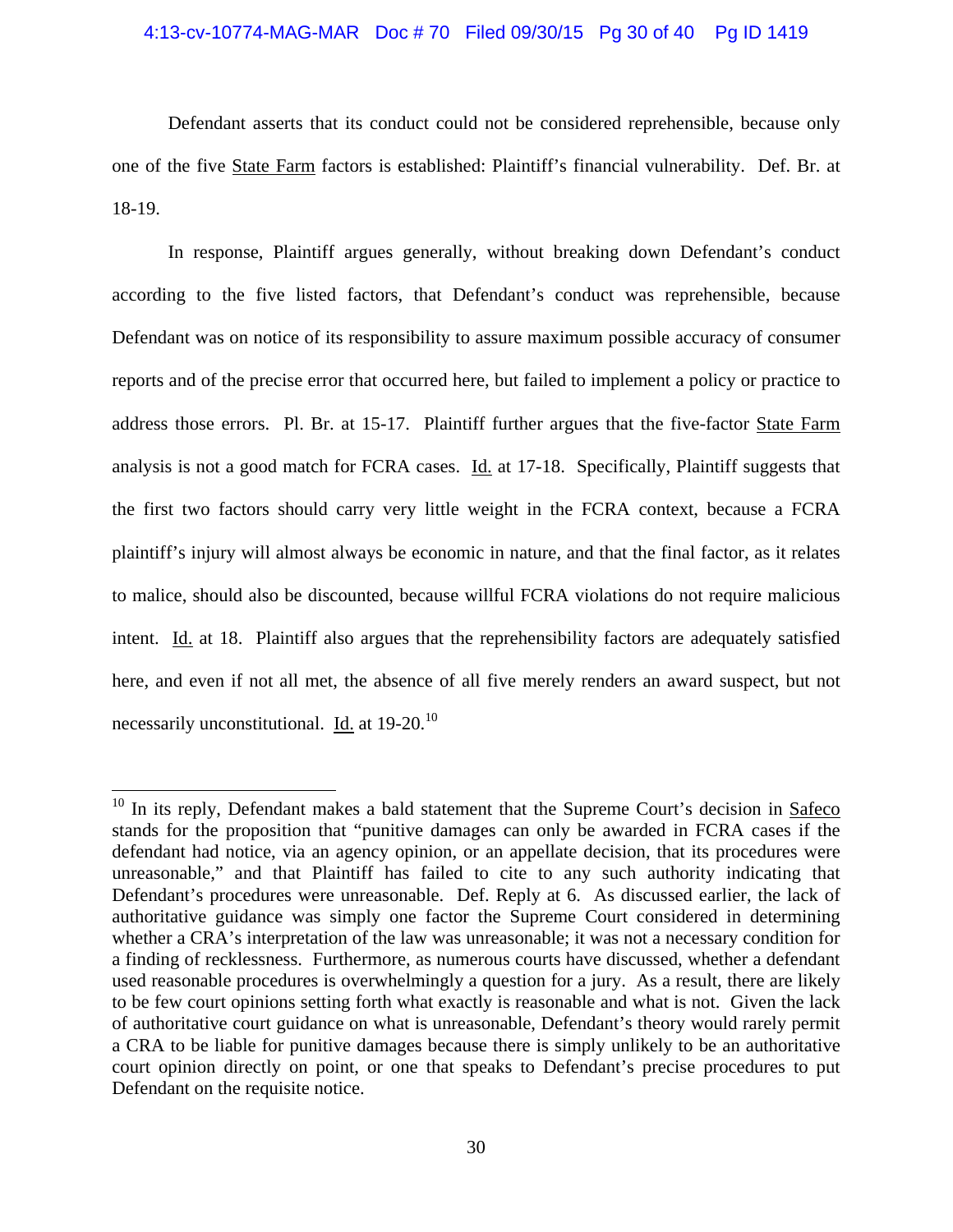Defendant asserts that its conduct could not be considered reprehensible, because only one of the five State Farm factors is established: Plaintiff's financial vulnerability. Def. Br. at 18-19.

In response, Plaintiff argues generally, without breaking down Defendant's conduct according to the five listed factors, that Defendant's conduct was reprehensible, because Defendant was on notice of its responsibility to assure maximum possible accuracy of consumer reports and of the precise error that occurred here, but failed to implement a policy or practice to address those errors. Pl. Br. at 15-17. Plaintiff further argues that the five-factor State Farm analysis is not a good match for FCRA cases. Id. at 17-18. Specifically, Plaintiff suggests that the first two factors should carry very little weight in the FCRA context, because a FCRA plaintiff's injury will almost always be economic in nature, and that the final factor, as it relates to malice, should also be discounted, because willful FCRA violations do not require malicious intent. Id. at 18. Plaintiff also argues that the reprehensibility factors are adequately satisfied here, and even if not all met, the absence of all five merely renders an award suspect, but not necessarily unconstitutional. Id. at 19-20.[10]

[10] In its reply, Defendant makes a bald statement that the Supreme Court's decision in Safeco stands for the proposition that "punitive damages can only be awarded in FCRA cases if the defendant had notice, via an agency opinion, or an appellate decision, that its procedures were unreasonable," and that Plaintiff has failed to cite to any such authority indicating that Defendant's procedures were unreasonable. Def. Reply at 6. As discussed earlier, the lack of authoritative guidance was simply one factor the Supreme Court considered in determining whether a CRA's interpretation of the law was unreasonable; it was not a necessary condition for a finding of recklessness. Furthermore, as numerous courts have discussed, whether a defendant used reasonable procedures is overwhelmingly a question for a jury. As a result, there are likely to be few court opinions setting forth what exactly is reasonable and what is not. Given the lack of authoritative court guidance on what is unreasonable, Defendant's theory would rarely permit a CRA to be liable for punitive damages because there is simply unlikely to be an authoritative court opinion directly on point, or one that speaks to Defendant's precise procedures to put Defendant on the requisite notice.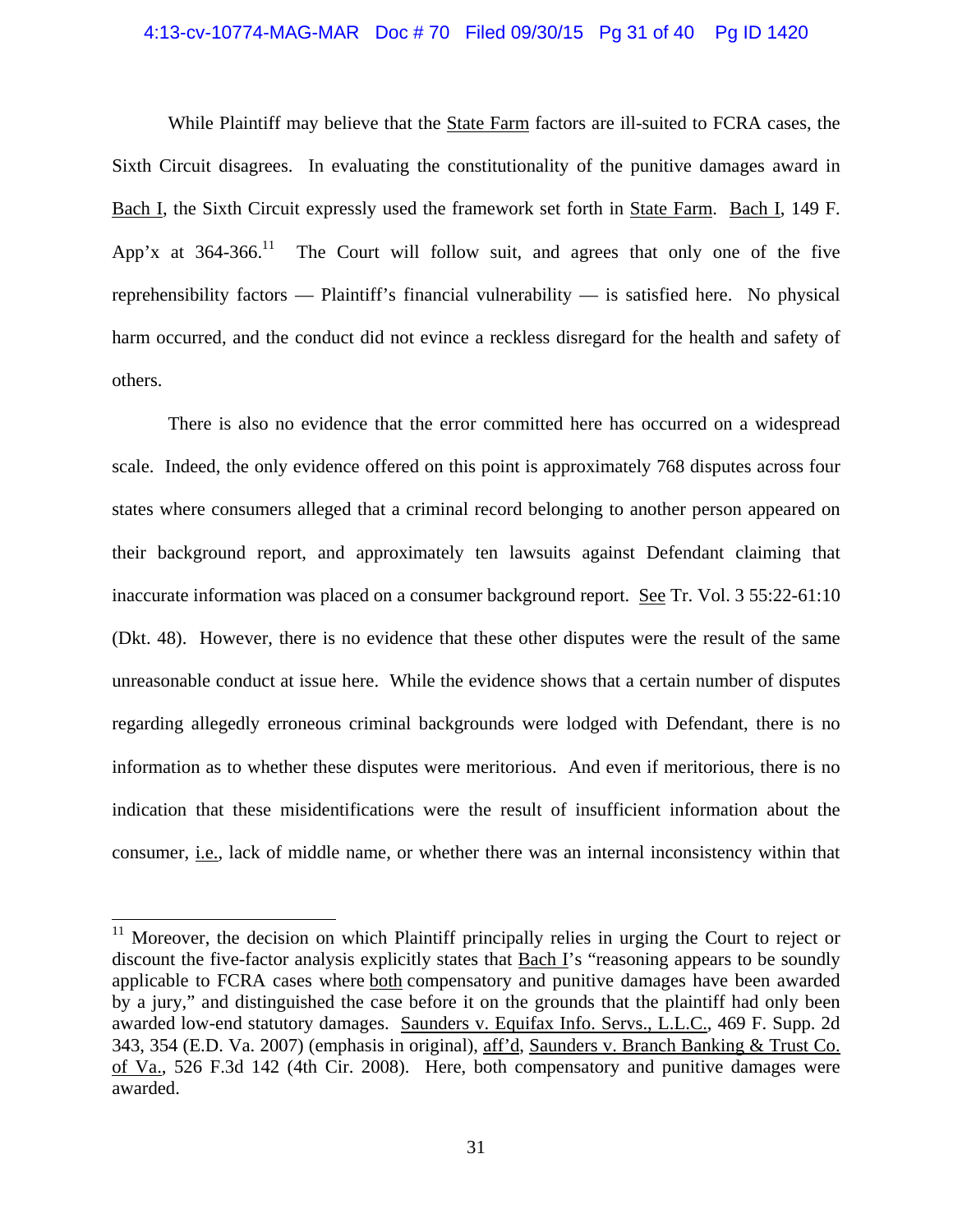While Plaintiff may believe that the State Farm factors are ill-suited to FCRA cases, the Sixth Circuit disagrees. In evaluating the constitutionality of the punitive damages award in Bach I, the Sixth Circuit expressly used the framework set forth in State Farm. Bach I, 149 F. App'x at 364-366.[11] The Court will follow suit, and agrees that only one of the five reprehensibility factors — Plaintiff's financial vulnerability — is satisfied here. No physical harm occurred, and the conduct did not evince a reckless disregard for the health and safety of others.

There is also no evidence that the error committed here has occurred on a widespread scale. Indeed, the only evidence offered on this point is approximately 768 disputes across four states where consumers alleged that a criminal record belonging to another person appeared on their background report, and approximately ten lawsuits against Defendant claiming that inaccurate information was placed on a consumer background report. See Tr. Vol. 3 55:22-61:10 (Dkt. 48). However, there is no evidence that these other disputes were the result of the same unreasonable conduct at issue here. While the evidence shows that a certain number of disputes regarding allegedly erroneous criminal backgrounds were lodged with Defendant, there is no information as to whether these disputes were meritorious. And even if meritorious, there is no indication that these misidentifications were the result of insufficient information about the consumer, i.e., lack of middle name, or whether there was an internal inconsistency within that

---

[11] Moreover, the decision on which Plaintiff principally relies in urging the Court to reject or discount the five-factor analysis explicitly states that Bach I's "reasoning appears to be soundly applicable to FCRA cases where both compensatory and punitive damages have been awarded by a jury," and distinguished the case before it on the grounds that the plaintiff had only been awarded low-end statutory damages. Saunders v. Equifax Info. Servs., L.L.C., 469 F. Supp. 2d 343, 354 (E.D. Va. 2007) (emphasis in original), aff'd, Saunders v. Branch Banking & Trust Co. of Va., 526 F.3d 142 (4th Cir. 2008). Here, both compensatory and punitive damages were awarded.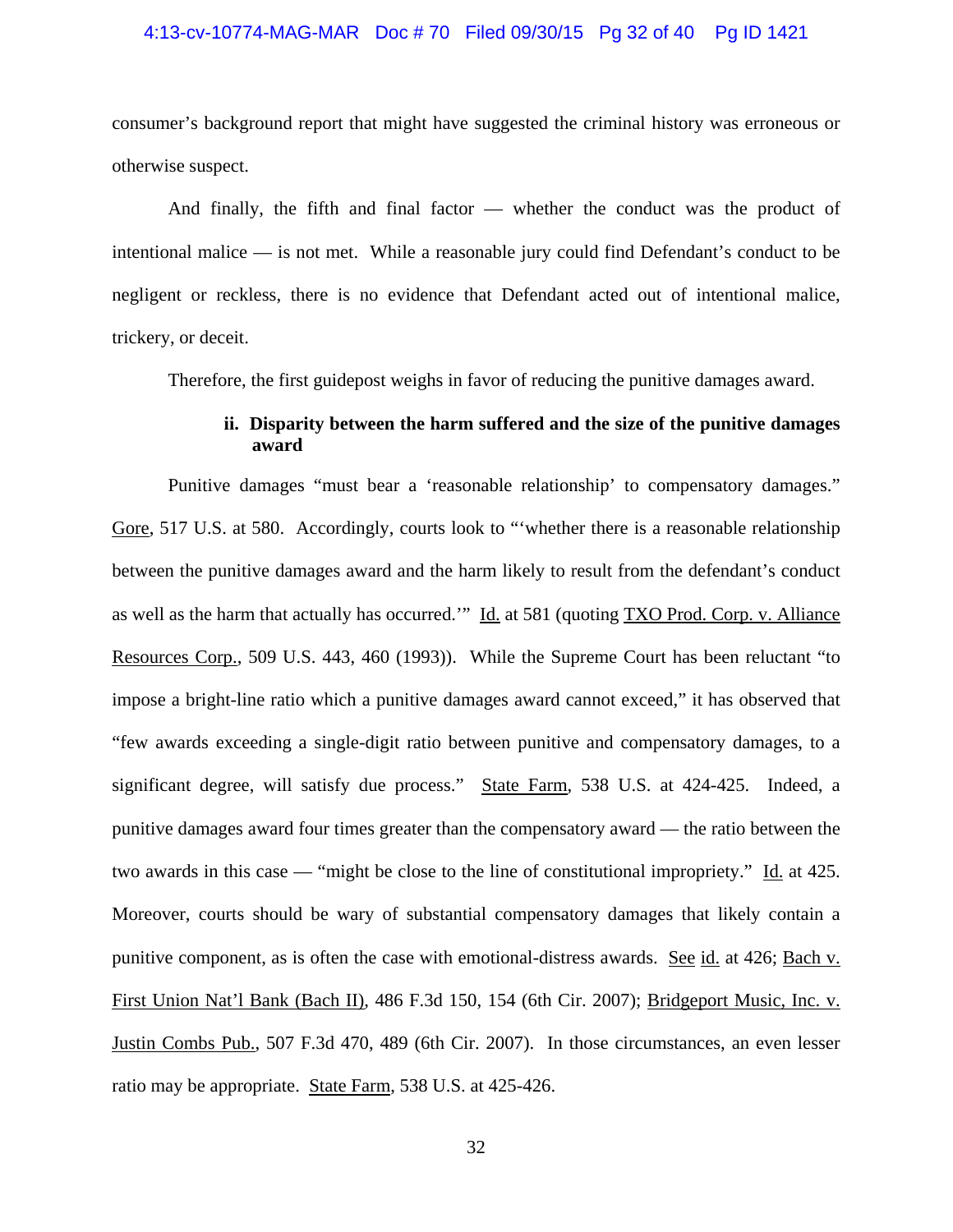consumer's background report that might have suggested the criminal history was erroneous or otherwise suspect.

And finally, the fifth and final factor — whether the conduct was the product of intentional malice — is not met. While a reasonable jury could find Defendant's conduct to be negligent or reckless, there is no evidence that Defendant acted out of intentional malice, trickery, or deceit.

Therefore, the first guidepost weighs in favor of reducing the punitive damages award.

**ii. Disparity between the harm suffered and the size of the punitive damages award**

Punitive damages "must bear a 'reasonable relationship' to compensatory damages." Gore, 517 U.S. at 580. Accordingly, courts look to "'whether there is a reasonable relationship between the punitive damages award and the harm likely to result from the defendant's conduct as well as the harm that actually has occurred.'" Id. at 581 (quoting TXO Prod. Corp. v. Alliance Resources Corp., 509 U.S. 443, 460 (1993)). While the Supreme Court has been reluctant "to impose a bright-line ratio which a punitive damages award cannot exceed," it has observed that "few awards exceeding a single-digit ratio between punitive and compensatory damages, to a significant degree, will satisfy due process." State Farm, 538 U.S. at 424-425. Indeed, a punitive damages award four times greater than the compensatory award — the ratio between the two awards in this case — "might be close to the line of constitutional impropriety." Id. at 425. Moreover, courts should be wary of substantial compensatory damages that likely contain a punitive component, as is often the case with emotional-distress awards. See id. at 426; Bach v. First Union Nat'l Bank (Bach II), 486 F.3d 150, 154 (6th Cir. 2007); Bridgeport Music, Inc. v. Justin Combs Pub., 507 F.3d 470, 489 (6th Cir. 2007). In those circumstances, an even lesser ratio may be appropriate. State Farm, 538 U.S. at 425-426.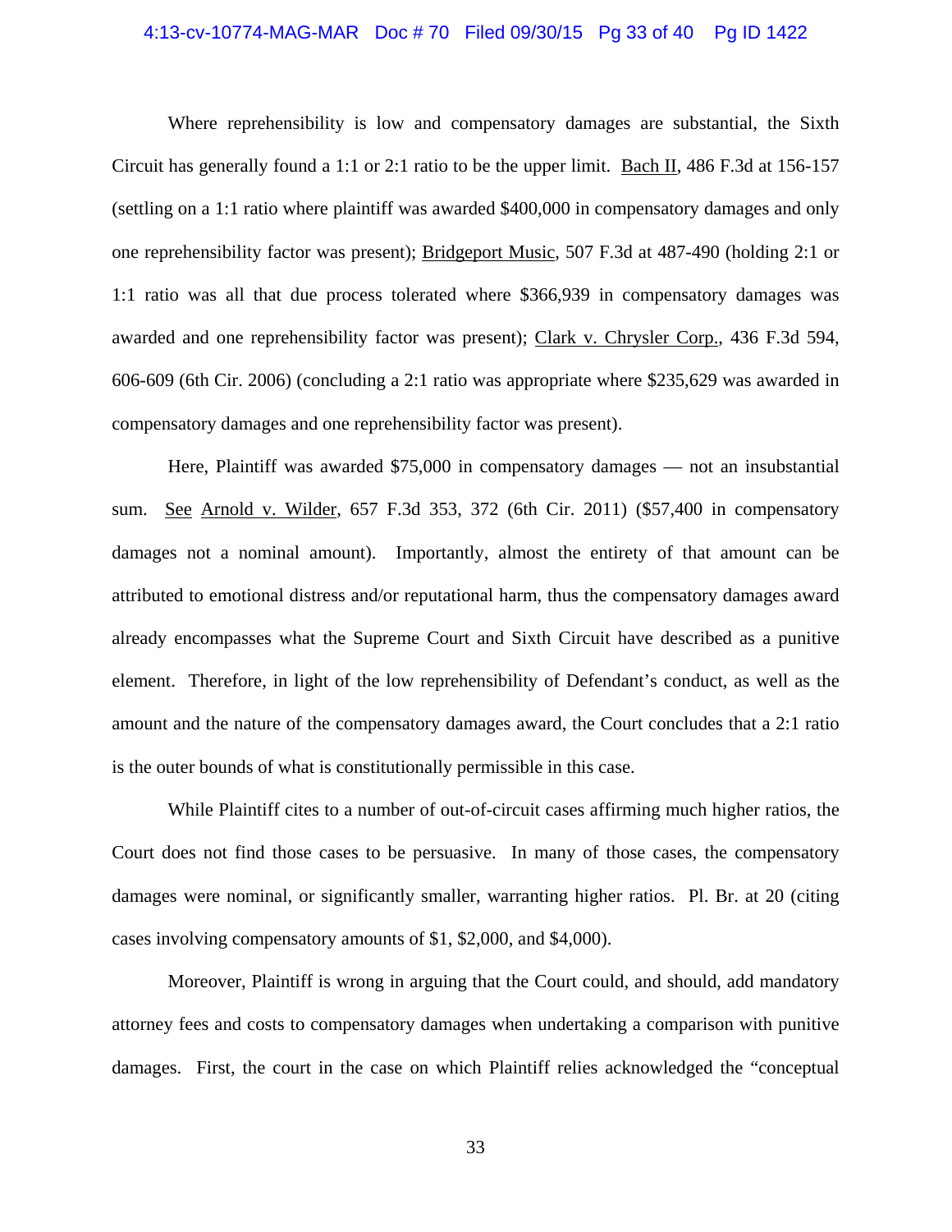Where reprehensibility is low and compensatory damages are substantial, the Sixth Circuit has generally found a 1:1 or 2:1 ratio to be the upper limit. Bach II, 486 F.3d at 156-157 (settling on a 1:1 ratio where plaintiff was awarded $400,000 in compensatory damages and only one reprehensibility factor was present); Bridgeport Music, 507 F.3d at 487-490 (holding 2:1 or 1:1 ratio was all that due process tolerated where $366,939 in compensatory damages was awarded and one reprehensibility factor was present); Clark v. Chrysler Corp., 436 F.3d 594, 606-609 (6th Cir. 2006) (concluding a 2:1 ratio was appropriate where $235,629 was awarded in compensatory damages and one reprehensibility factor was present).

Here, Plaintiff was awarded $75,000 in compensatory damages — not an insubstantial sum. See Arnold v. Wilder, 657 F.3d 353, 372 (6th Cir. 2011) ($57,400 in compensatory damages not a nominal amount). Importantly, almost the entirety of that amount can be attributed to emotional distress and/or reputational harm, thus the compensatory damages award already encompasses what the Supreme Court and Sixth Circuit have described as a punitive element. Therefore, in light of the low reprehensibility of Defendant's conduct, as well as the amount and the nature of the compensatory damages award, the Court concludes that a 2:1 ratio is the outer bounds of what is constitutionally permissible in this case.

While Plaintiff cites to a number of out-of-circuit cases affirming much higher ratios, the Court does not find those cases to be persuasive. In many of those cases, the compensatory damages were nominal, or significantly smaller, warranting higher ratios. Pl. Br. at 20 (citing cases involving compensatory amounts of $1, $2,000, and $4,000).

Moreover, Plaintiff is wrong in arguing that the Court could, and should, add mandatory attorney fees and costs to compensatory damages when undertaking a comparison with punitive damages. First, the court in the case on which Plaintiff relies acknowledged the "conceptual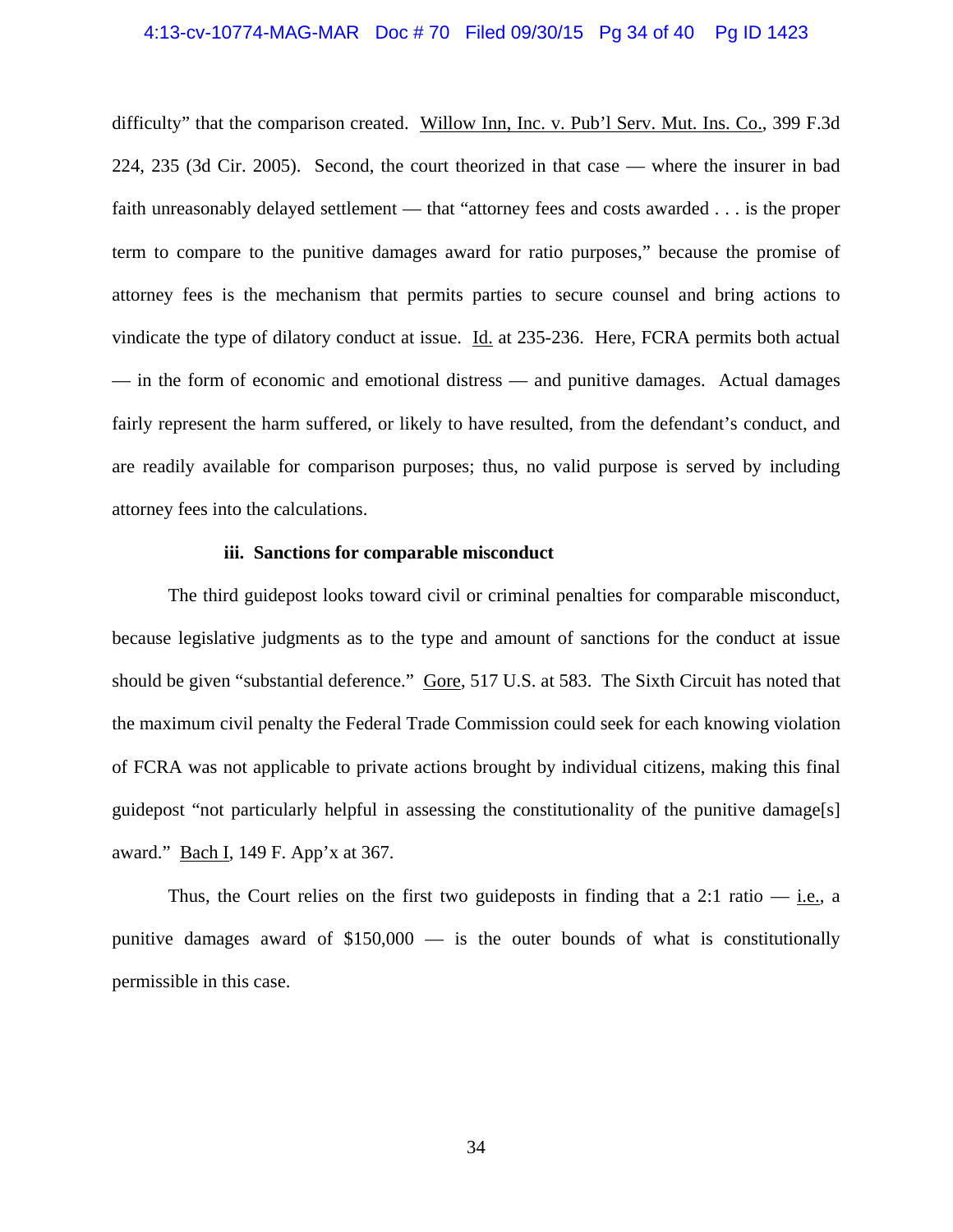difficulty" that the comparison created. Willow Inn, Inc. v. Pub'l Serv. Mut. Ins. Co., 399 F.3d 224, 235 (3d Cir. 2005). Second, the court theorized in that case — where the insurer in bad faith unreasonably delayed settlement — that "attorney fees and costs awarded . . . is the proper term to compare to the punitive damages award for ratio purposes," because the promise of attorney fees is the mechanism that permits parties to secure counsel and bring actions to vindicate the type of dilatory conduct at issue. Id. at 235-236. Here, FCRA permits both actual — in the form of economic and emotional distress — and punitive damages. Actual damages fairly represent the harm suffered, or likely to have resulted, from the defendant's conduct, and are readily available for comparison purposes; thus, no valid purpose is served by including attorney fees into the calculations.

**iii. Sanctions for comparable misconduct**

The third guidepost looks toward civil or criminal penalties for comparable misconduct, because legislative judgments as to the type and amount of sanctions for the conduct at issue should be given "substantial deference." Gore, 517 U.S. at 583. The Sixth Circuit has noted that the maximum civil penalty the Federal Trade Commission could seek for each knowing violation of FCRA was not applicable to private actions brought by individual citizens, making this final guidepost "not particularly helpful in assessing the constitutionality of the punitive damage[s] award." Bach I, 149 F. App'x at 367.

Thus, the Court relies on the first two guideposts in finding that a 2:1 ratio — i.e., a punitive damages award of $150,000 — is the outer bounds of what is constitutionally permissible in this case.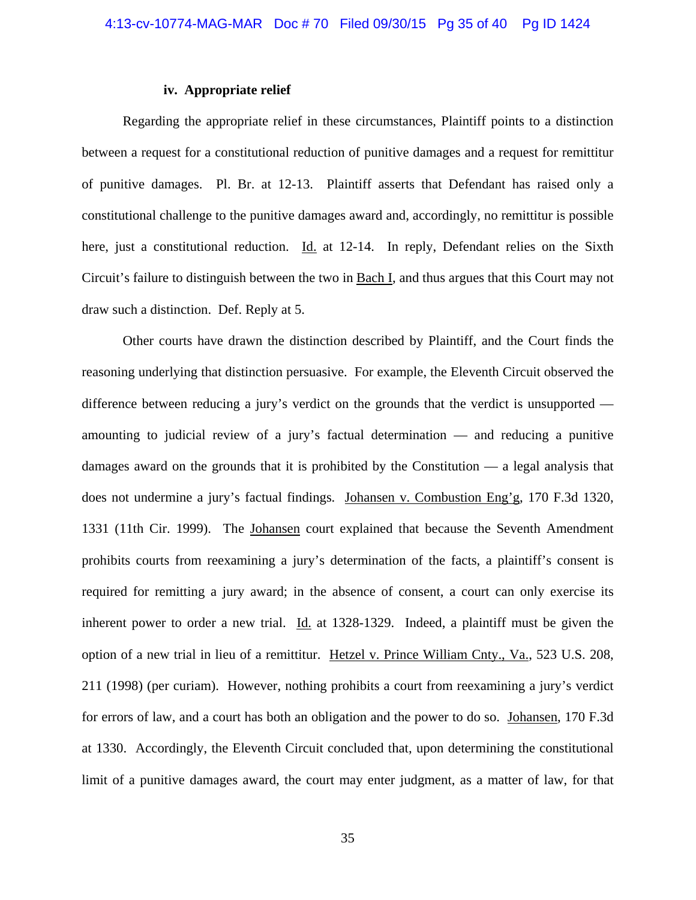#### iv. Appropriate relief

Regarding the appropriate relief in these circumstances, Plaintiff points to a distinction between a request for a constitutional reduction of punitive damages and a request for remittitur of punitive damages. Pl. Br. at 12-13. Plaintiff asserts that Defendant has raised only a constitutional challenge to the punitive damages award and, accordingly, no remittitur is possible here, just a constitutional reduction. Id. at 12-14. In reply, Defendant relies on the Sixth Circuit's failure to distinguish between the two in Bach I, and thus argues that this Court may not draw such a distinction. Def. Reply at 5.

Other courts have drawn the distinction described by Plaintiff, and the Court finds the reasoning underlying that distinction persuasive. For example, the Eleventh Circuit observed the difference between reducing a jury's verdict on the grounds that the verdict is unsupported — amounting to judicial review of a jury's factual determination — and reducing a punitive damages award on the grounds that it is prohibited by the Constitution — a legal analysis that does not undermine a jury's factual findings. Johansen v. Combustion Eng'g, 170 F.3d 1320, 1331 (11th Cir. 1999). The Johansen court explained that because the Seventh Amendment prohibits courts from reexamining a jury's determination of the facts, a plaintiff's consent is required for remitting a jury award; in the absence of consent, a court can only exercise its inherent power to order a new trial. Id. at 1328-1329. Indeed, a plaintiff must be given the option of a new trial in lieu of a remittitur. Hetzel v. Prince William Cnty., Va., 523 U.S. 208, 211 (1998) (per curiam). However, nothing prohibits a court from reexamining a jury's verdict for errors of law, and a court has both an obligation and the power to do so. Johansen, 170 F.3d at 1330. Accordingly, the Eleventh Circuit concluded that, upon determining the constitutional limit of a punitive damages award, the court may enter judgment, as a matter of law, for that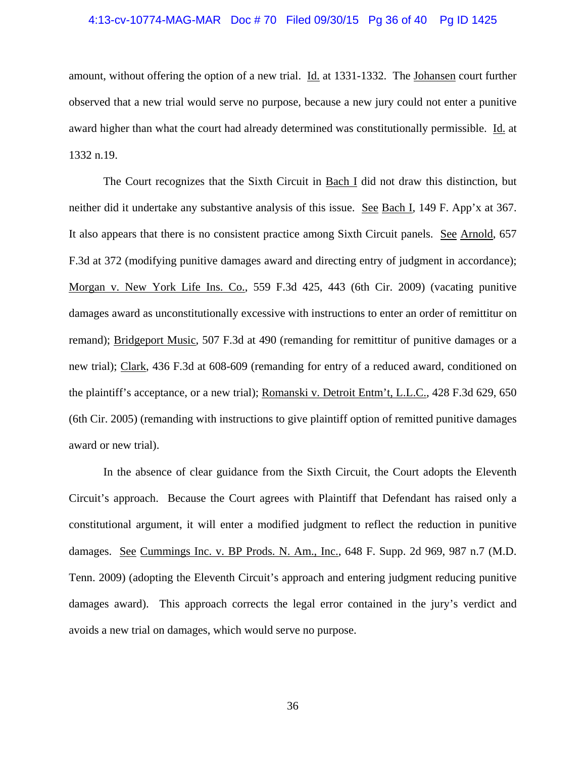amount, without offering the option of a new trial. Id. at 1331-1332. The Johansen court further observed that a new trial would serve no purpose, because a new jury could not enter a punitive award higher than what the court had already determined was constitutionally permissible. Id. at 1332 n.19.

The Court recognizes that the Sixth Circuit in Bach I did not draw this distinction, but neither did it undertake any substantive analysis of this issue. See Bach I, 149 F. App'x at 367. It also appears that there is no consistent practice among Sixth Circuit panels. See Arnold, 657 F.3d at 372 (modifying punitive damages award and directing entry of judgment in accordance); Morgan v. New York Life Ins. Co., 559 F.3d 425, 443 (6th Cir. 2009) (vacating punitive damages award as unconstitutionally excessive with instructions to enter an order of remittitur on remand); Bridgeport Music, 507 F.3d at 490 (remanding for remittitur of punitive damages or a new trial); Clark, 436 F.3d at 608-609 (remanding for entry of a reduced award, conditioned on the plaintiff's acceptance, or a new trial); Romanski v. Detroit Entm't, L.L.C., 428 F.3d 629, 650 (6th Cir. 2005) (remanding with instructions to give plaintiff option of remitted punitive damages award or new trial).

In the absence of clear guidance from the Sixth Circuit, the Court adopts the Eleventh Circuit's approach. Because the Court agrees with Plaintiff that Defendant has raised only a constitutional argument, it will enter a modified judgment to reflect the reduction in punitive damages. See Cummings Inc. v. BP Prods. N. Am., Inc., 648 F. Supp. 2d 969, 987 n.7 (M.D. Tenn. 2009) (adopting the Eleventh Circuit's approach and entering judgment reducing punitive damages award). This approach corrects the legal error contained in the jury's verdict and avoids a new trial on damages, which would serve no purpose.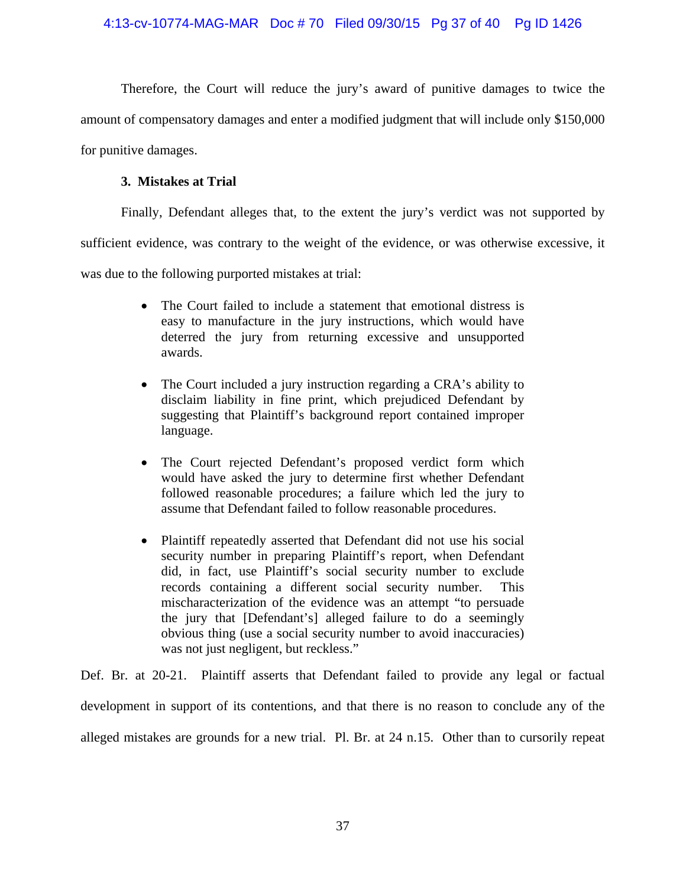Therefore, the Court will reduce the jury's award of punitive damages to twice the amount of compensatory damages and enter a modified judgment that will include only $150,000 for punitive damages.

### 3. Mistakes at Trial

Finally, Defendant alleges that, to the extent the jury's verdict was not supported by sufficient evidence, was contrary to the weight of the evidence, or was otherwise excessive, it was due to the following purported mistakes at trial:

- The Court failed to include a statement that emotional distress is easy to manufacture in the jury instructions, which would have deterred the jury from returning excessive and unsupported awards.
- The Court included a jury instruction regarding a CRA's ability to disclaim liability in fine print, which prejudiced Defendant by suggesting that Plaintiff's background report contained improper language.
- The Court rejected Defendant's proposed verdict form which would have asked the jury to determine first whether Defendant followed reasonable procedures; a failure which led the jury to assume that Defendant failed to follow reasonable procedures.
- Plaintiff repeatedly asserted that Defendant did not use his social security number in preparing Plaintiff's report, when Defendant did, in fact, use Plaintiff's social security number to exclude records containing a different social security number. This mischaracterization of the evidence was an attempt "to persuade the jury that [Defendant's] alleged failure to do a seemingly obvious thing (use a social security number to avoid inaccuracies) was not just negligent, but reckless."

Def. Br. at 20-21. Plaintiff asserts that Defendant failed to provide any legal or factual development in support of its contentions, and that there is no reason to conclude any of the alleged mistakes are grounds for a new trial. Pl. Br. at 24 n.15. Other than to cursorily repeat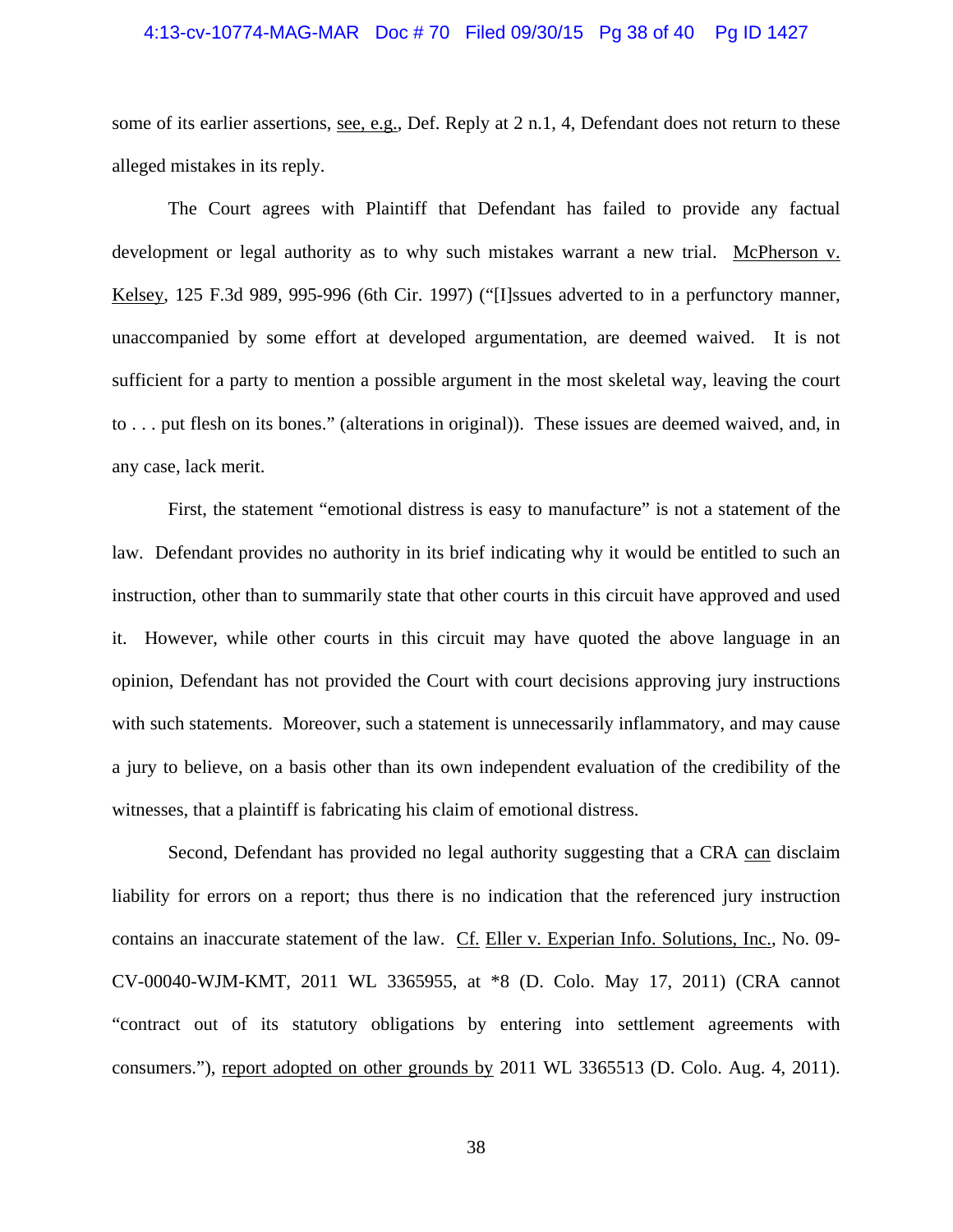some of its earlier assertions, see, e.g., Def. Reply at 2 n.1, 4, Defendant does not return to these alleged mistakes in its reply.

The Court agrees with Plaintiff that Defendant has failed to provide any factual development or legal authority as to why such mistakes warrant a new trial. McPherson v. Kelsey, 125 F.3d 989, 995-996 (6th Cir. 1997) ("[I]ssues adverted to in a perfunctory manner, unaccompanied by some effort at developed argumentation, are deemed waived. It is not sufficient for a party to mention a possible argument in the most skeletal way, leaving the court to . . . put flesh on its bones." (alterations in original)). These issues are deemed waived, and, in any case, lack merit.

First, the statement "emotional distress is easy to manufacture" is not a statement of the law. Defendant provides no authority in its brief indicating why it would be entitled to such an instruction, other than to summarily state that other courts in this circuit have approved and used it. However, while other courts in this circuit may have quoted the above language in an opinion, Defendant has not provided the Court with court decisions approving jury instructions with such statements. Moreover, such a statement is unnecessarily inflammatory, and may cause a jury to believe, on a basis other than its own independent evaluation of the credibility of the witnesses, that a plaintiff is fabricating his claim of emotional distress.

Second, Defendant has provided no legal authority suggesting that a CRA can disclaim liability for errors on a report; thus there is no indication that the referenced jury instruction contains an inaccurate statement of the law. Cf. Eller v. Experian Info. Solutions, Inc., No. 09-CV-00040-WJM-KMT, 2011 WL 3365955, at *8 (D. Colo. May 17, 2011) (CRA cannot "contract out of its statutory obligations by entering into settlement agreements with consumers."), report adopted on other grounds by 2011 WL 3365513 (D. Colo. Aug. 4, 2011).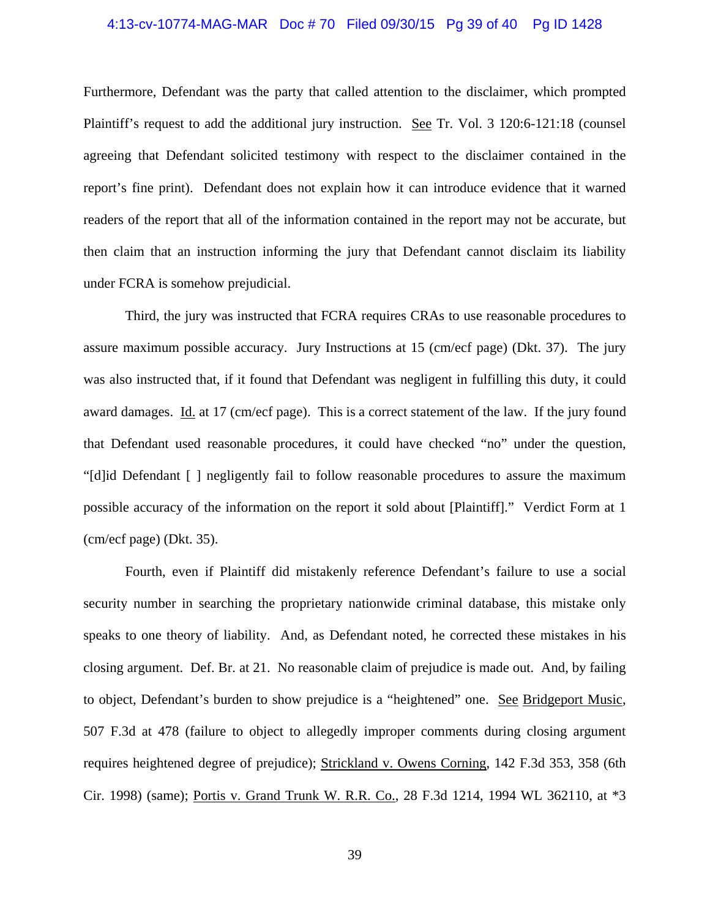Furthermore, Defendant was the party that called attention to the disclaimer, which prompted Plaintiff's request to add the additional jury instruction. See Tr. Vol. 3 120:6-121:18 (counsel agreeing that Defendant solicited testimony with respect to the disclaimer contained in the report's fine print). Defendant does not explain how it can introduce evidence that it warned readers of the report that all of the information contained in the report may not be accurate, but then claim that an instruction informing the jury that Defendant cannot disclaim its liability under FCRA is somehow prejudicial.

Third, the jury was instructed that FCRA requires CRAs to use reasonable procedures to assure maximum possible accuracy. Jury Instructions at 15 (cm/ecf page) (Dkt. 37). The jury was also instructed that, if it found that Defendant was negligent in fulfilling this duty, it could award damages. Id. at 17 (cm/ecf page). This is a correct statement of the law. If the jury found that Defendant used reasonable procedures, it could have checked "no" under the question, "[d]id Defendant [ ] negligently fail to follow reasonable procedures to assure the maximum possible accuracy of the information on the report it sold about [Plaintiff]." Verdict Form at 1 (cm/ecf page) (Dkt. 35).

Fourth, even if Plaintiff did mistakenly reference Defendant's failure to use a social security number in searching the proprietary nationwide criminal database, this mistake only speaks to one theory of liability. And, as Defendant noted, he corrected these mistakes in his closing argument. Def. Br. at 21. No reasonable claim of prejudice is made out. And, by failing to object, Defendant's burden to show prejudice is a "heightened" one. See Bridgeport Music, 507 F.3d at 478 (failure to object to allegedly improper comments during closing argument requires heightened degree of prejudice); Strickland v. Owens Corning, 142 F.3d 353, 358 (6th Cir. 1998) (same); Portis v. Grand Trunk W. R.R. Co., 28 F.3d 1214, 1994 WL 362110, at *3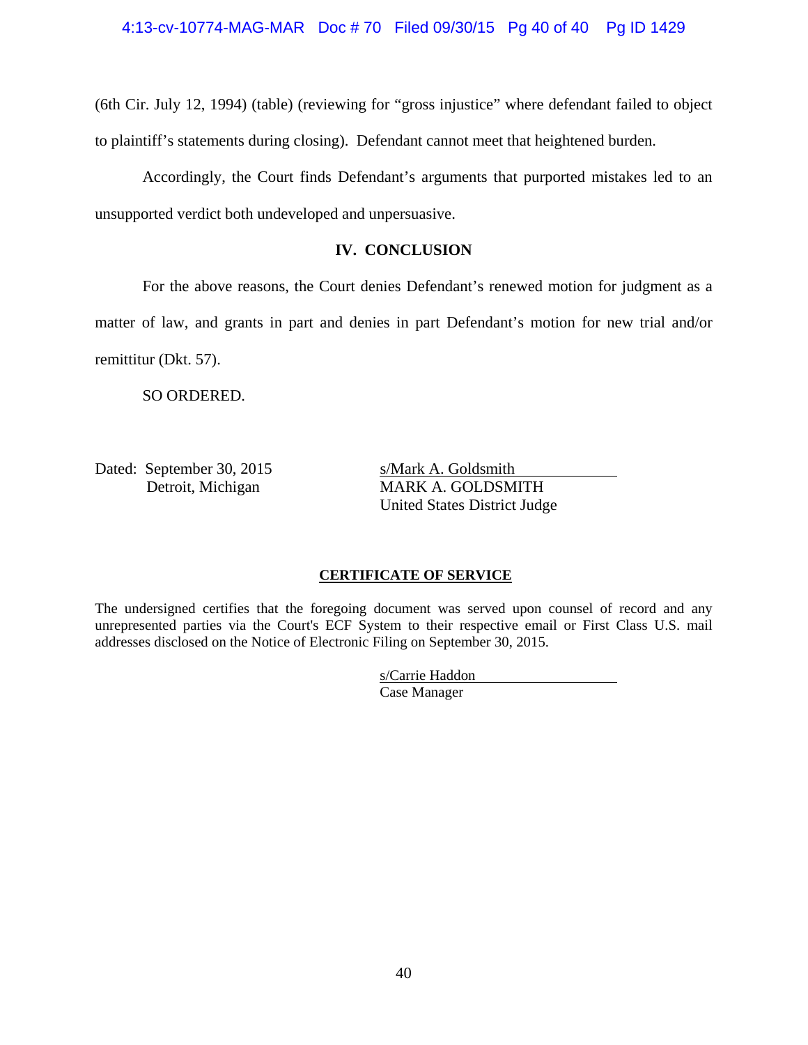(6th Cir. July 12, 1994) (table) (reviewing for "gross injustice" where defendant failed to object to plaintiff's statements during closing). Defendant cannot meet that heightened burden.

Accordingly, the Court finds Defendant's arguments that purported mistakes led to an unsupported verdict both undeveloped and unpersuasive.

## IV. CONCLUSION

For the above reasons, the Court denies Defendant's renewed motion for judgment as a matter of law, and grants in part and denies in part Defendant's motion for new trial and/or remittitur (Dkt. 57).

SO ORDERED.

Dated: September 30, 2015
Detroit, Michigan

s/Mark A. Goldsmith
MARK A. GOLDSMITH
United States District Judge

**CERTIFICATE OF SERVICE**

The undersigned certifies that the foregoing document was served upon counsel of record and any unrepresented parties via the Court's ECF System to their respective email or First Class U.S. mail addresses disclosed on the Notice of Electronic Filing on September 30, 2015.

s/Carrie Haddon
Case Manager